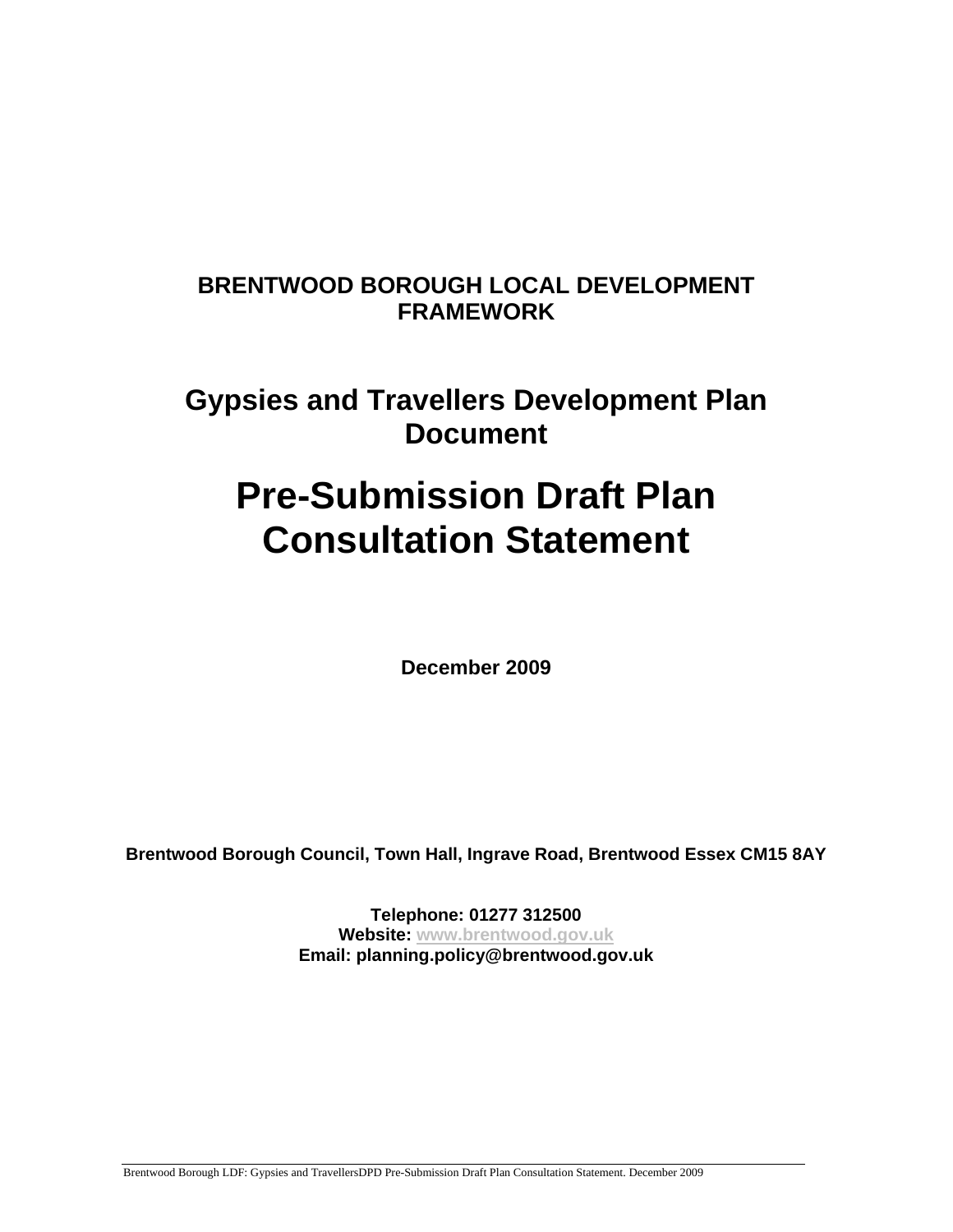**BRENTWOOD BOROUGH LOCAL DEVELOPMENT FRAMEWORK**

## Gypsies and Travellers Development Plan Document

# Pre-Submission Draft Plan Consultation Statement

**December 2009**

**Brentwood Borough Council, Town Hall, Ingrave Road, Brentwood Essex CM15 8AY**

**Telephone: 01277 312500**
**Website: www.brentwood.gov.uk**
**Email: planning.policy@brentwood.gov.uk**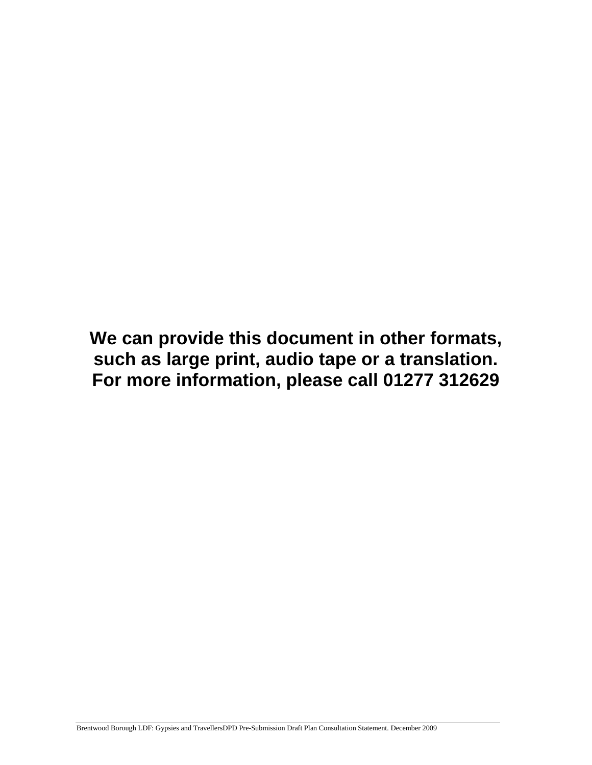**We can provide this document in other formats, such as large print, audio tape or a translation. For more information, please call 01277 312629**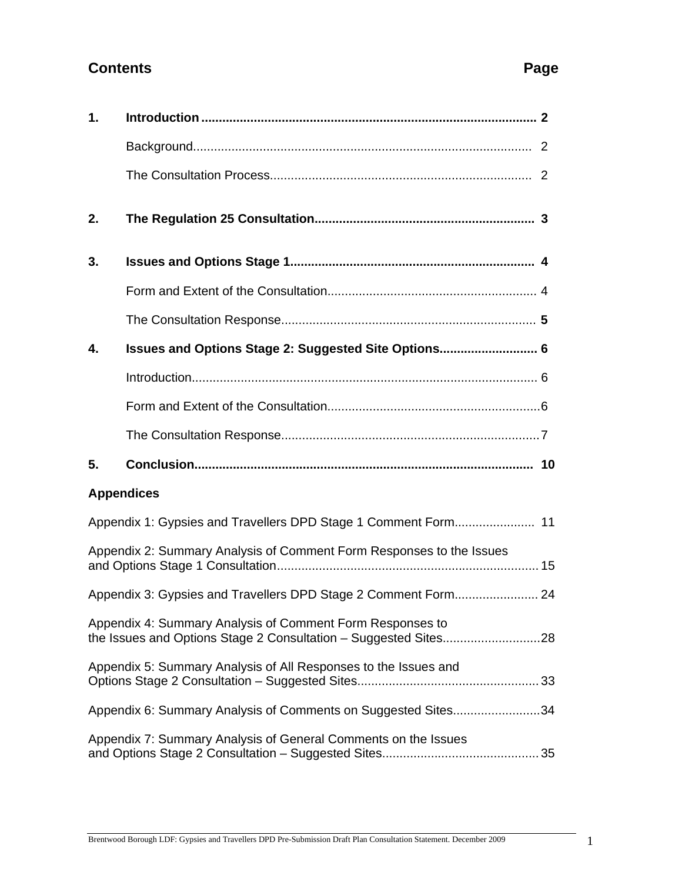## Contents

**Page**

| | | |
|---|---|---|
| **1.** | **Introduction** | **2** |
| | Background | 2 |
| | The Consultation Process | 2 |
| **2.** | **The Regulation 25 Consultation** | **3** |
| **3.** | **Issues and Options Stage 1** | **4** |
| | Form and Extent of the Consultation | 4 |
| | The Consultation Response | **5** |
| **4.** | **Issues and Options Stage 2: Suggested Site Options** | **6** |
| | Introduction | 6 |
| | Form and Extent of the Consultation | 6 |
| | The Consultation Response | 7 |
| **5.** | **Conclusion** | **10** |

**Appendices**

| | |
|---|---|
| Appendix 1: Gypsies and Travellers DPD Stage 1 Comment Form | 11 |
| Appendix 2: Summary Analysis of Comment Form Responses to the Issues and Options Stage 1 Consultation | 15 |
| Appendix 3: Gypsies and Travellers DPD Stage 2 Comment Form | 24 |
| Appendix 4: Summary Analysis of Comment Form Responses to the Issues and Options Stage 2 Consultation – Suggested Sites | 28 |
| Appendix 5: Summary Analysis of All Responses to the Issues and Options Stage 2 Consultation – Suggested Sites | 33 |
| Appendix 6: Summary Analysis of Comments on Suggested Sites | 34 |
| Appendix 7: Summary Analysis of General Comments on the Issues and Options Stage 2 Consultation – Suggested Sites | 35 |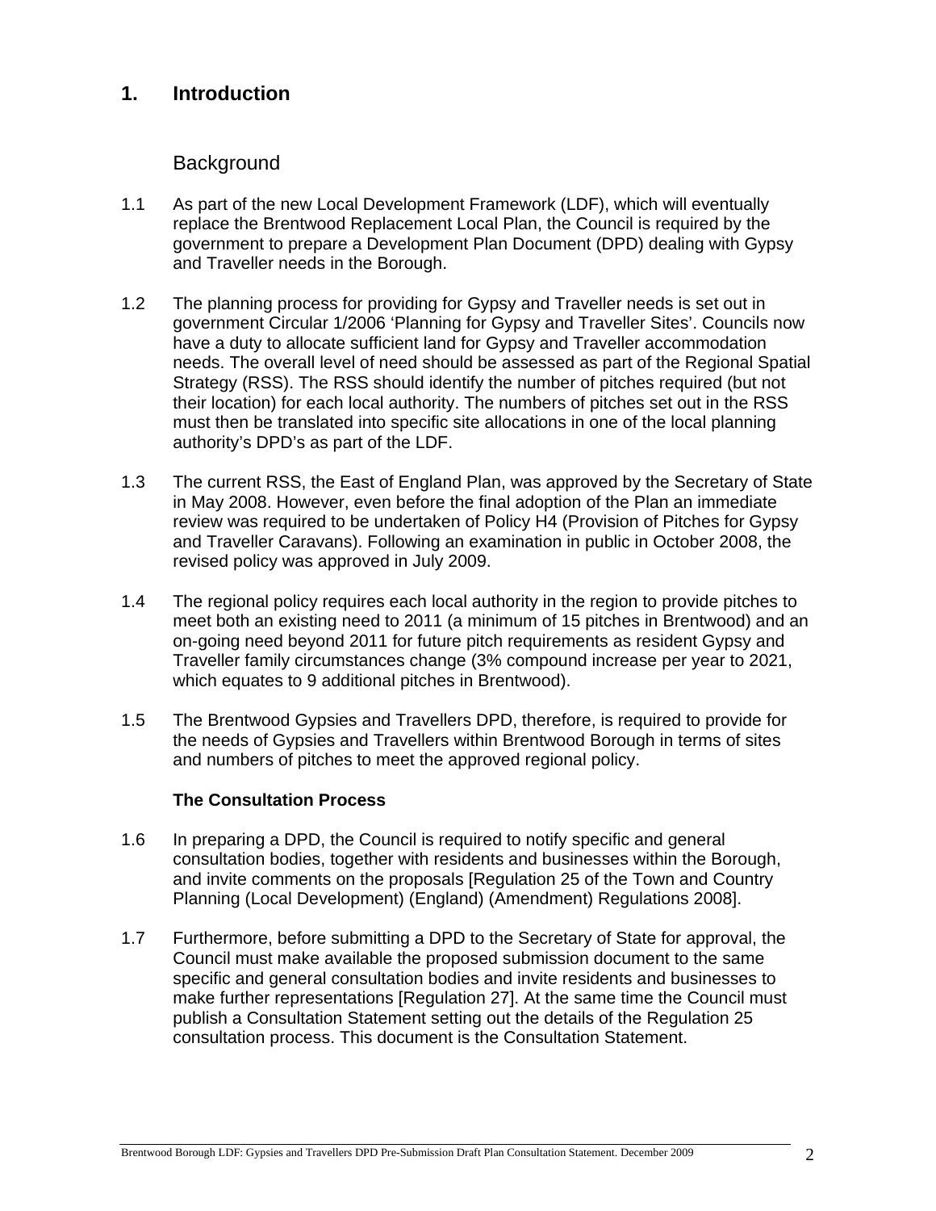# 1. Introduction

## Background

1.1 As part of the new Local Development Framework (LDF), which will eventually replace the Brentwood Replacement Local Plan, the Council is required by the government to prepare a Development Plan Document (DPD) dealing with Gypsy and Traveller needs in the Borough.

1.2 The planning process for providing for Gypsy and Traveller needs is set out in government Circular 1/2006 'Planning for Gypsy and Traveller Sites'. Councils now have a duty to allocate sufficient land for Gypsy and Traveller accommodation needs. The overall level of need should be assessed as part of the Regional Spatial Strategy (RSS). The RSS should identify the number of pitches required (but not their location) for each local authority. The numbers of pitches set out in the RSS must then be translated into specific site allocations in one of the local planning authority's DPD's as part of the LDF.

1.3 The current RSS, the East of England Plan, was approved by the Secretary of State in May 2008. However, even before the final adoption of the Plan an immediate review was required to be undertaken of Policy H4 (Provision of Pitches for Gypsy and Traveller Caravans). Following an examination in public in October 2008, the revised policy was approved in July 2009.

1.4 The regional policy requires each local authority in the region to provide pitches to meet both an existing need to 2011 (a minimum of 15 pitches in Brentwood) and an on-going need beyond 2011 for future pitch requirements as resident Gypsy and Traveller family circumstances change (3% compound increase per year to 2021, which equates to 9 additional pitches in Brentwood).

1.5 The Brentwood Gypsies and Travellers DPD, therefore, is required to provide for the needs of Gypsies and Travellers within Brentwood Borough in terms of sites and numbers of pitches to meet the approved regional policy.

### The Consultation Process

1.6 In preparing a DPD, the Council is required to notify specific and general consultation bodies, together with residents and businesses within the Borough, and invite comments on the proposals [Regulation 25 of the Town and Country Planning (Local Development) (England) (Amendment) Regulations 2008].

1.7 Furthermore, before submitting a DPD to the Secretary of State for approval, the Council must make available the proposed submission document to the same specific and general consultation bodies and invite residents and businesses to make further representations [Regulation 27]. At the same time the Council must publish a Consultation Statement setting out the details of the Regulation 25 consultation process. This document is the Consultation Statement.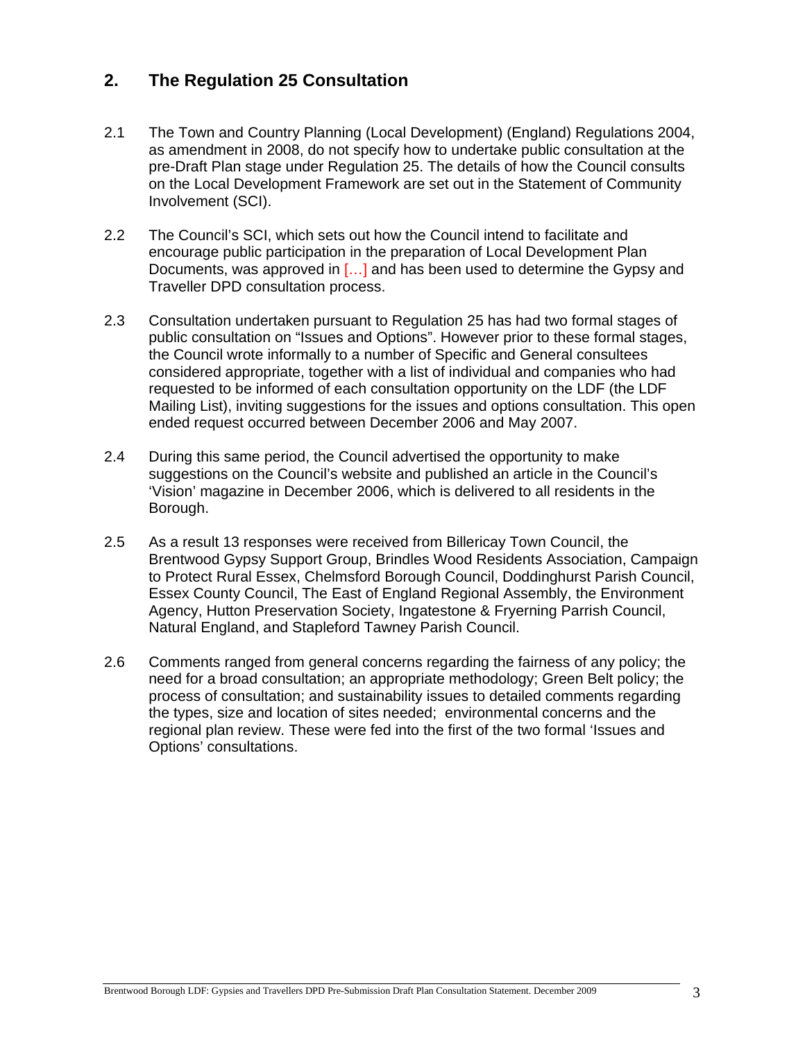## 2. The Regulation 25 Consultation

2.1 The Town and Country Planning (Local Development) (England) Regulations 2004, as amendment in 2008, do not specify how to undertake public consultation at the pre-Draft Plan stage under Regulation 25. The details of how the Council consults on the Local Development Framework are set out in the Statement of Community Involvement (SCI).

2.2 The Council's SCI, which sets out how the Council intend to facilitate and encourage public participation in the preparation of Local Development Plan Documents, was approved in […] and has been used to determine the Gypsy and Traveller DPD consultation process.

2.3 Consultation undertaken pursuant to Regulation 25 has had two formal stages of public consultation on "Issues and Options". However prior to these formal stages, the Council wrote informally to a number of Specific and General consultees considered appropriate, together with a list of individual and companies who had requested to be informed of each consultation opportunity on the LDF (the LDF Mailing List), inviting suggestions for the issues and options consultation. This open ended request occurred between December 2006 and May 2007.

2.4 During this same period, the Council advertised the opportunity to make suggestions on the Council's website and published an article in the Council's 'Vision' magazine in December 2006, which is delivered to all residents in the Borough.

2.5 As a result 13 responses were received from Billericay Town Council, the Brentwood Gypsy Support Group, Brindles Wood Residents Association, Campaign to Protect Rural Essex, Chelmsford Borough Council, Doddinghurst Parish Council, Essex County Council, The East of England Regional Assembly, the Environment Agency, Hutton Preservation Society, Ingatestone & Fryerning Parrish Council, Natural England, and Stapleford Tawney Parish Council.

2.6 Comments ranged from general concerns regarding the fairness of any policy; the need for a broad consultation; an appropriate methodology; Green Belt policy; the process of consultation; and sustainability issues to detailed comments regarding the types, size and location of sites needed; environmental concerns and the regional plan review. These were fed into the first of the two formal 'Issues and Options' consultations.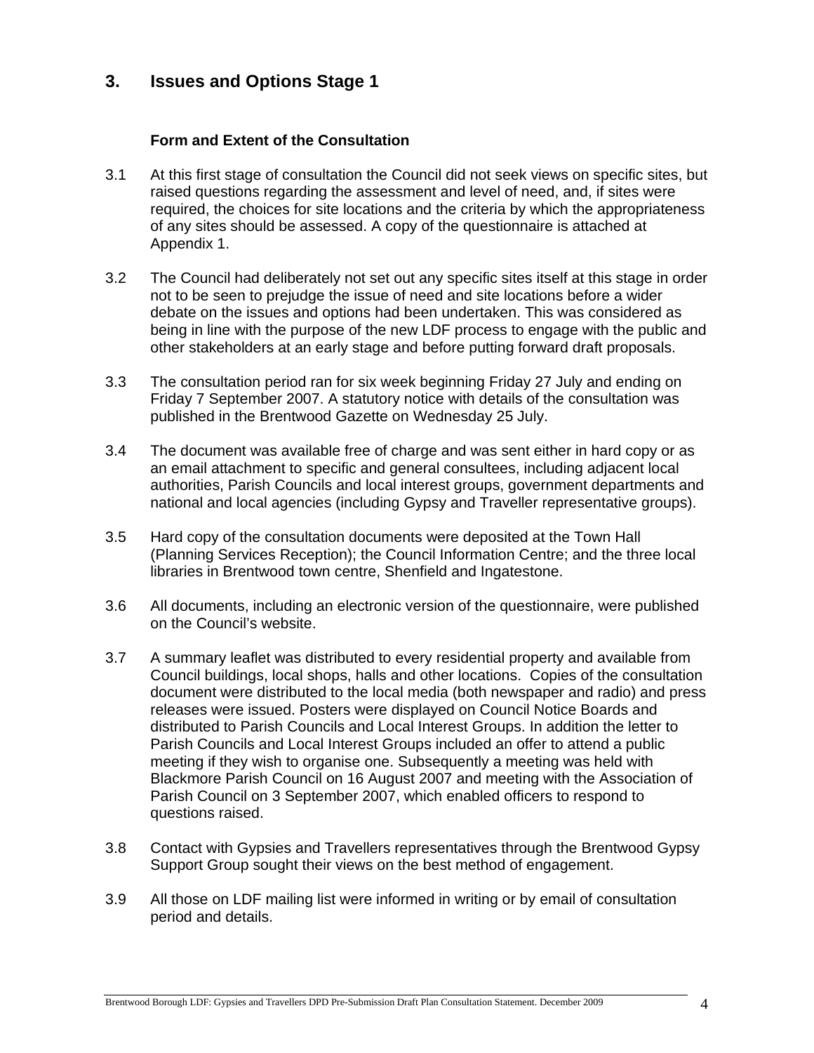## 3. Issues and Options Stage 1

### Form and Extent of the Consultation

3.1 At this first stage of consultation the Council did not seek views on specific sites, but raised questions regarding the assessment and level of need, and, if sites were required, the choices for site locations and the criteria by which the appropriateness of any sites should be assessed. A copy of the questionnaire is attached at Appendix 1.

3.2 The Council had deliberately not set out any specific sites itself at this stage in order not to be seen to prejudge the issue of need and site locations before a wider debate on the issues and options had been undertaken. This was considered as being in line with the purpose of the new LDF process to engage with the public and other stakeholders at an early stage and before putting forward draft proposals.

3.3 The consultation period ran for six week beginning Friday 27 July and ending on Friday 7 September 2007. A statutory notice with details of the consultation was published in the Brentwood Gazette on Wednesday 25 July.

3.4 The document was available free of charge and was sent either in hard copy or as an email attachment to specific and general consultees, including adjacent local authorities, Parish Councils and local interest groups, government departments and national and local agencies (including Gypsy and Traveller representative groups).

3.5 Hard copy of the consultation documents were deposited at the Town Hall (Planning Services Reception); the Council Information Centre; and the three local libraries in Brentwood town centre, Shenfield and Ingatestone.

3.6 All documents, including an electronic version of the questionnaire, were published on the Council's website.

3.7 A summary leaflet was distributed to every residential property and available from Council buildings, local shops, halls and other locations. Copies of the consultation document were distributed to the local media (both newspaper and radio) and press releases were issued. Posters were displayed on Council Notice Boards and distributed to Parish Councils and Local Interest Groups. In addition the letter to Parish Councils and Local Interest Groups included an offer to attend a public meeting if they wish to organise one. Subsequently a meeting was held with Blackmore Parish Council on 16 August 2007 and meeting with the Association of Parish Council on 3 September 2007, which enabled officers to respond to questions raised.

3.8 Contact with Gypsies and Travellers representatives through the Brentwood Gypsy Support Group sought their views on the best method of engagement.

3.9 All those on LDF mailing list were informed in writing or by email of consultation period and details.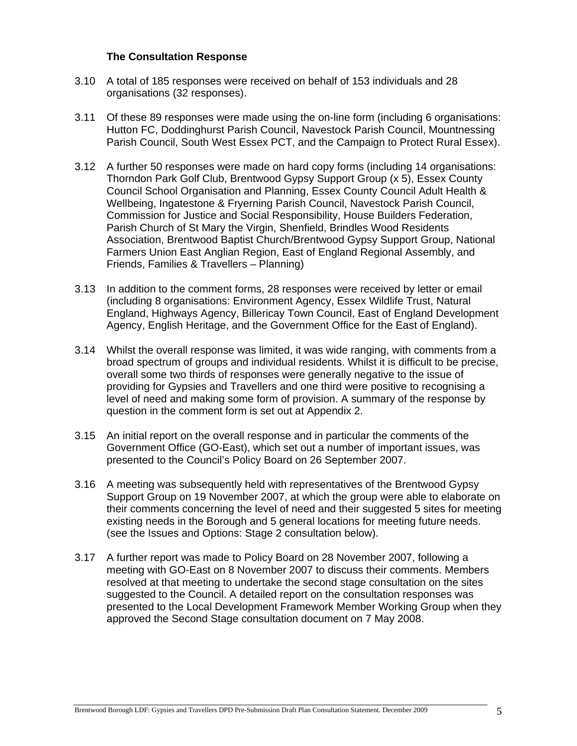### The Consultation Response

3.10 A total of 185 responses were received on behalf of 153 individuals and 28 organisations (32 responses).

3.11 Of these 89 responses were made using the on-line form (including 6 organisations: Hutton FC, Doddinghurst Parish Council, Navestock Parish Council, Mountnessing Parish Council, South West Essex PCT, and the Campaign to Protect Rural Essex).

3.12 A further 50 responses were made on hard copy forms (including 14 organisations: Thorndon Park Golf Club, Brentwood Gypsy Support Group (x 5), Essex County Council School Organisation and Planning, Essex County Council Adult Health & Wellbeing, Ingatestone & Fryerning Parish Council, Navestock Parish Council, Commission for Justice and Social Responsibility, House Builders Federation, Parish Church of St Mary the Virgin, Shenfield, Brindles Wood Residents Association, Brentwood Baptist Church/Brentwood Gypsy Support Group, National Farmers Union East Anglian Region, East of England Regional Assembly, and Friends, Families & Travellers – Planning)

3.13 In addition to the comment forms, 28 responses were received by letter or email (including 8 organisations: Environment Agency, Essex Wildlife Trust, Natural England, Highways Agency, Billericay Town Council, East of England Development Agency, English Heritage, and the Government Office for the East of England).

3.14 Whilst the overall response was limited, it was wide ranging, with comments from a broad spectrum of groups and individual residents. Whilst it is difficult to be precise, overall some two thirds of responses were generally negative to the issue of providing for Gypsies and Travellers and one third were positive to recognising a level of need and making some form of provision. A summary of the response by question in the comment form is set out at Appendix 2.

3.15 An initial report on the overall response and in particular the comments of the Government Office (GO-East), which set out a number of important issues, was presented to the Council's Policy Board on 26 September 2007.

3.16 A meeting was subsequently held with representatives of the Brentwood Gypsy Support Group on 19 November 2007, at which the group were able to elaborate on their comments concerning the level of need and their suggested 5 sites for meeting existing needs in the Borough and 5 general locations for meeting future needs. (see the Issues and Options: Stage 2 consultation below).

3.17 A further report was made to Policy Board on 28 November 2007, following a meeting with GO-East on 8 November 2007 to discuss their comments. Members resolved at that meeting to undertake the second stage consultation on the sites suggested to the Council. A detailed report on the consultation responses was presented to the Local Development Framework Member Working Group when they approved the Second Stage consultation document on 7 May 2008.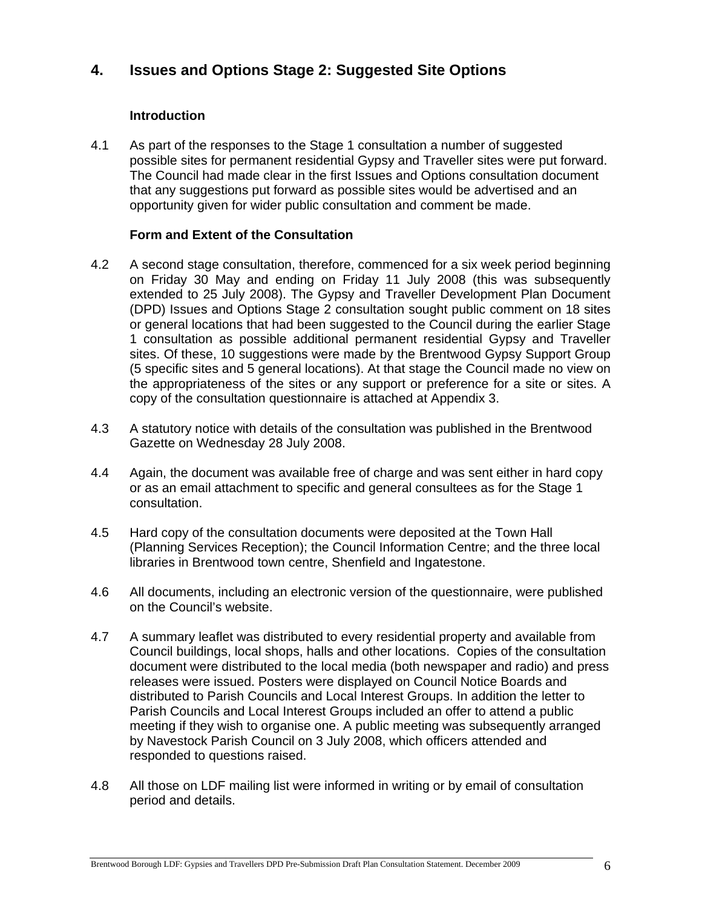## 4. Issues and Options Stage 2: Suggested Site Options

### Introduction

4.1 As part of the responses to the Stage 1 consultation a number of suggested possible sites for permanent residential Gypsy and Traveller sites were put forward. The Council had made clear in the first Issues and Options consultation document that any suggestions put forward as possible sites would be advertised and an opportunity given for wider public consultation and comment be made.

### Form and Extent of the Consultation

4.2 A second stage consultation, therefore, commenced for a six week period beginning on Friday 30 May and ending on Friday 11 July 2008 (this was subsequently extended to 25 July 2008). The Gypsy and Traveller Development Plan Document (DPD) Issues and Options Stage 2 consultation sought public comment on 18 sites or general locations that had been suggested to the Council during the earlier Stage 1 consultation as possible additional permanent residential Gypsy and Traveller sites. Of these, 10 suggestions were made by the Brentwood Gypsy Support Group (5 specific sites and 5 general locations). At that stage the Council made no view on the appropriateness of the sites or any support or preference for a site or sites. A copy of the consultation questionnaire is attached at Appendix 3.

4.3 A statutory notice with details of the consultation was published in the Brentwood Gazette on Wednesday 28 July 2008.

4.4 Again, the document was available free of charge and was sent either in hard copy or as an email attachment to specific and general consultees as for the Stage 1 consultation.

4.5 Hard copy of the consultation documents were deposited at the Town Hall (Planning Services Reception); the Council Information Centre; and the three local libraries in Brentwood town centre, Shenfield and Ingatestone.

4.6 All documents, including an electronic version of the questionnaire, were published on the Council's website.

4.7 A summary leaflet was distributed to every residential property and available from Council buildings, local shops, halls and other locations. Copies of the consultation document were distributed to the local media (both newspaper and radio) and press releases were issued. Posters were displayed on Council Notice Boards and distributed to Parish Councils and Local Interest Groups. In addition the letter to Parish Councils and Local Interest Groups included an offer to attend a public meeting if they wish to organise one. A public meeting was subsequently arranged by Navestock Parish Council on 3 July 2008, which officers attended and responded to questions raised.

4.8 All those on LDF mailing list were informed in writing or by email of consultation period and details.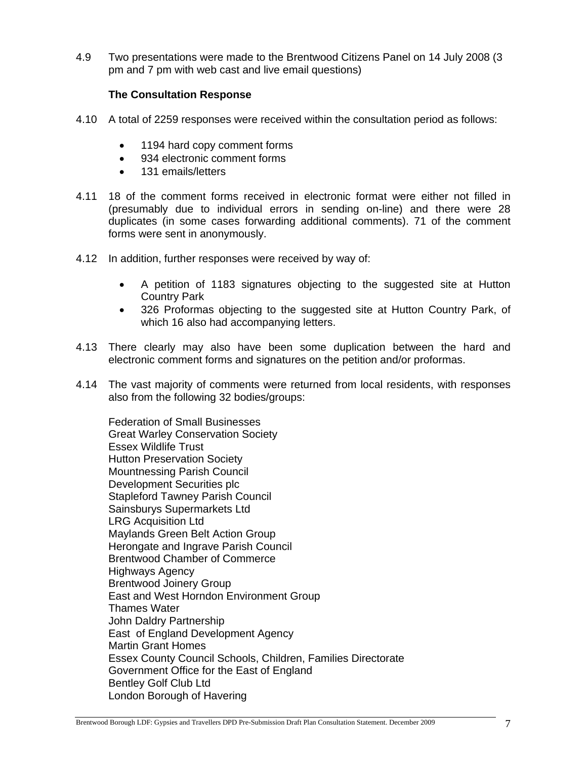4.9 Two presentations were made to the Brentwood Citizens Panel on 14 July 2008 (3 pm and 7 pm with web cast and live email questions)

### The Consultation Response

4.10 A total of 2259 responses were received within the consultation period as follows:

- 1194 hard copy comment forms
- 934 electronic comment forms
- 131 emails/letters

4.11 18 of the comment forms received in electronic format were either not filled in (presumably due to individual errors in sending on-line) and there were 28 duplicates (in some cases forwarding additional comments). 71 of the comment forms were sent in anonymously.

4.12 In addition, further responses were received by way of:

- A petition of 1183 signatures objecting to the suggested site at Hutton Country Park
- 326 Proformas objecting to the suggested site at Hutton Country Park, of which 16 also had accompanying letters.

4.13 There clearly may also have been some duplication between the hard and electronic comment forms and signatures on the petition and/or proformas.

4.14 The vast majority of comments were returned from local residents, with responses also from the following 32 bodies/groups:

Federation of Small Businesses
Great Warley Conservation Society
Essex Wildlife Trust
Hutton Preservation Society
Mountnessing Parish Council
Development Securities plc
Stapleford Tawney Parish Council
Sainsburys Supermarkets Ltd
LRG Acquisition Ltd
Maylands Green Belt Action Group
Herongate and Ingrave Parish Council
Brentwood Chamber of Commerce
Highways Agency
Brentwood Joinery Group
East and West Horndon Environment Group
Thames Water
John Daldry Partnership
East of England Development Agency
Martin Grant Homes
Essex County Council Schools, Children, Families Directorate
Government Office for the East of England
Bentley Golf Club Ltd
London Borough of Havering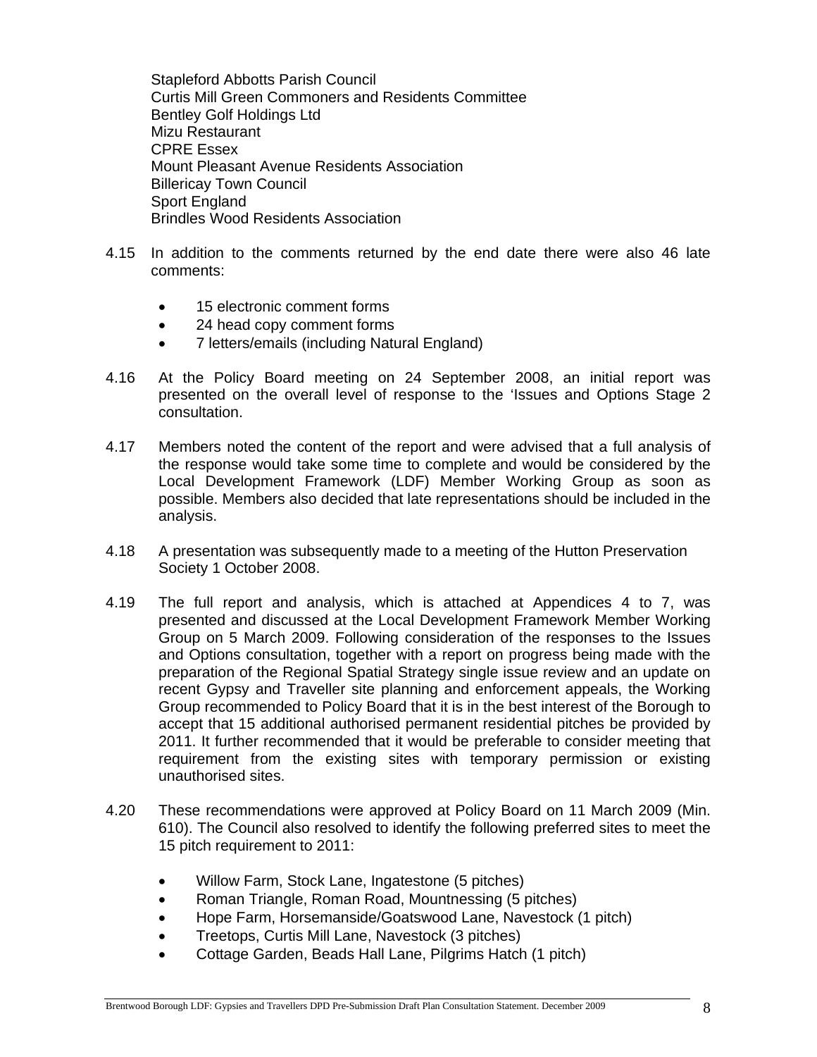Stapleford Abbotts Parish Council
Curtis Mill Green Commoners and Residents Committee
Bentley Golf Holdings Ltd
Mizu Restaurant
CPRE Essex
Mount Pleasant Avenue Residents Association
Billericay Town Council
Sport England
Brindles Wood Residents Association

4.15 In addition to the comments returned by the end date there were also 46 late comments:

- 15 electronic comment forms
- 24 head copy comment forms
- 7 letters/emails (including Natural England)

4.16 At the Policy Board meeting on 24 September 2008, an initial report was presented on the overall level of response to the 'Issues and Options Stage 2 consultation.

4.17 Members noted the content of the report and were advised that a full analysis of the response would take some time to complete and would be considered by the Local Development Framework (LDF) Member Working Group as soon as possible. Members also decided that late representations should be included in the analysis.

4.18 A presentation was subsequently made to a meeting of the Hutton Preservation Society 1 October 2008.

4.19 The full report and analysis, which is attached at Appendices 4 to 7, was presented and discussed at the Local Development Framework Member Working Group on 5 March 2009. Following consideration of the responses to the Issues and Options consultation, together with a report on progress being made with the preparation of the Regional Spatial Strategy single issue review and an update on recent Gypsy and Traveller site planning and enforcement appeals, the Working Group recommended to Policy Board that it is in the best interest of the Borough to accept that 15 additional authorised permanent residential pitches be provided by 2011. It further recommended that it would be preferable to consider meeting that requirement from the existing sites with temporary permission or existing unauthorised sites.

4.20 These recommendations were approved at Policy Board on 11 March 2009 (Min. 610). The Council also resolved to identify the following preferred sites to meet the 15 pitch requirement to 2011:

- Willow Farm, Stock Lane, Ingatestone (5 pitches)
- Roman Triangle, Roman Road, Mountnessing (5 pitches)
- Hope Farm, Horsemanside/Goatswood Lane, Navestock (1 pitch)
- Treetops, Curtis Mill Lane, Navestock (3 pitches)
- Cottage Garden, Beads Hall Lane, Pilgrims Hatch (1 pitch)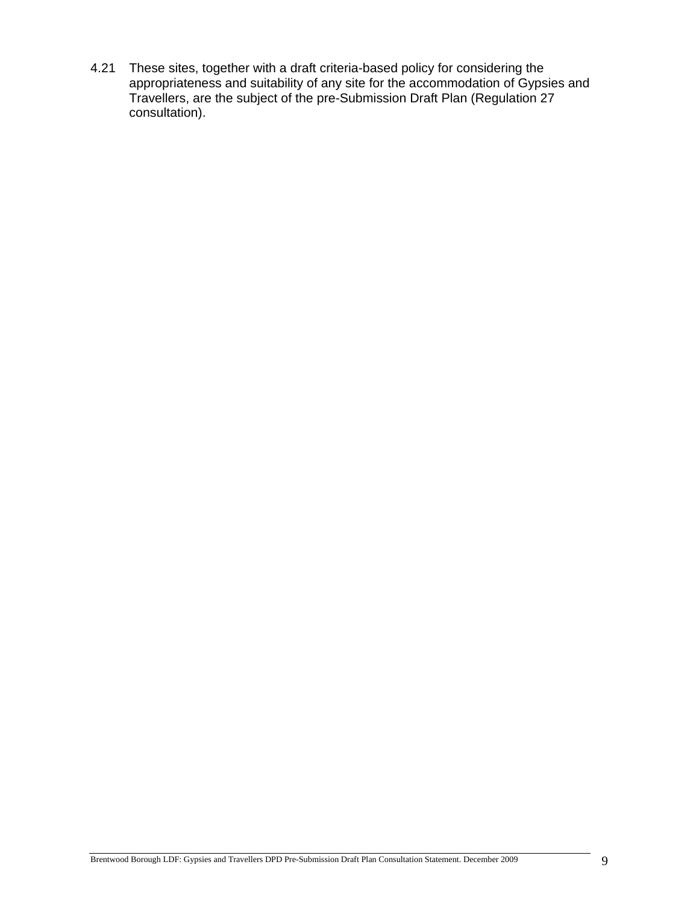4.21 These sites, together with a draft criteria-based policy for considering the appropriateness and suitability of any site for the accommodation of Gypsies and Travellers, are the subject of the pre-Submission Draft Plan (Regulation 27 consultation).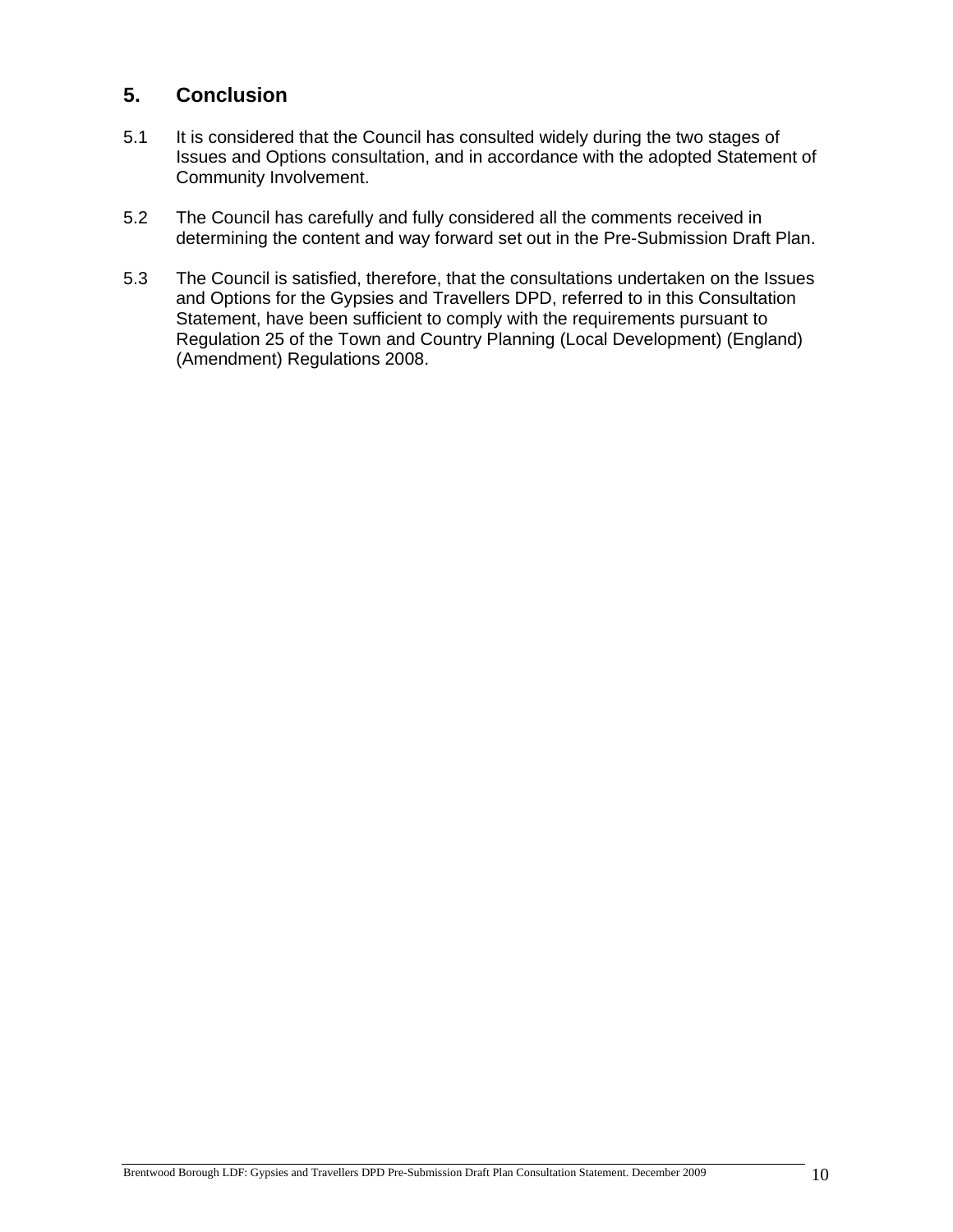## 5. Conclusion

5.1 It is considered that the Council has consulted widely during the two stages of Issues and Options consultation, and in accordance with the adopted Statement of Community Involvement.

5.2 The Council has carefully and fully considered all the comments received in determining the content and way forward set out in the Pre-Submission Draft Plan.

5.3 The Council is satisfied, therefore, that the consultations undertaken on the Issues and Options for the Gypsies and Travellers DPD, referred to in this Consultation Statement, have been sufficient to comply with the requirements pursuant to Regulation 25 of the Town and Country Planning (Local Development) (England) (Amendment) Regulations 2008.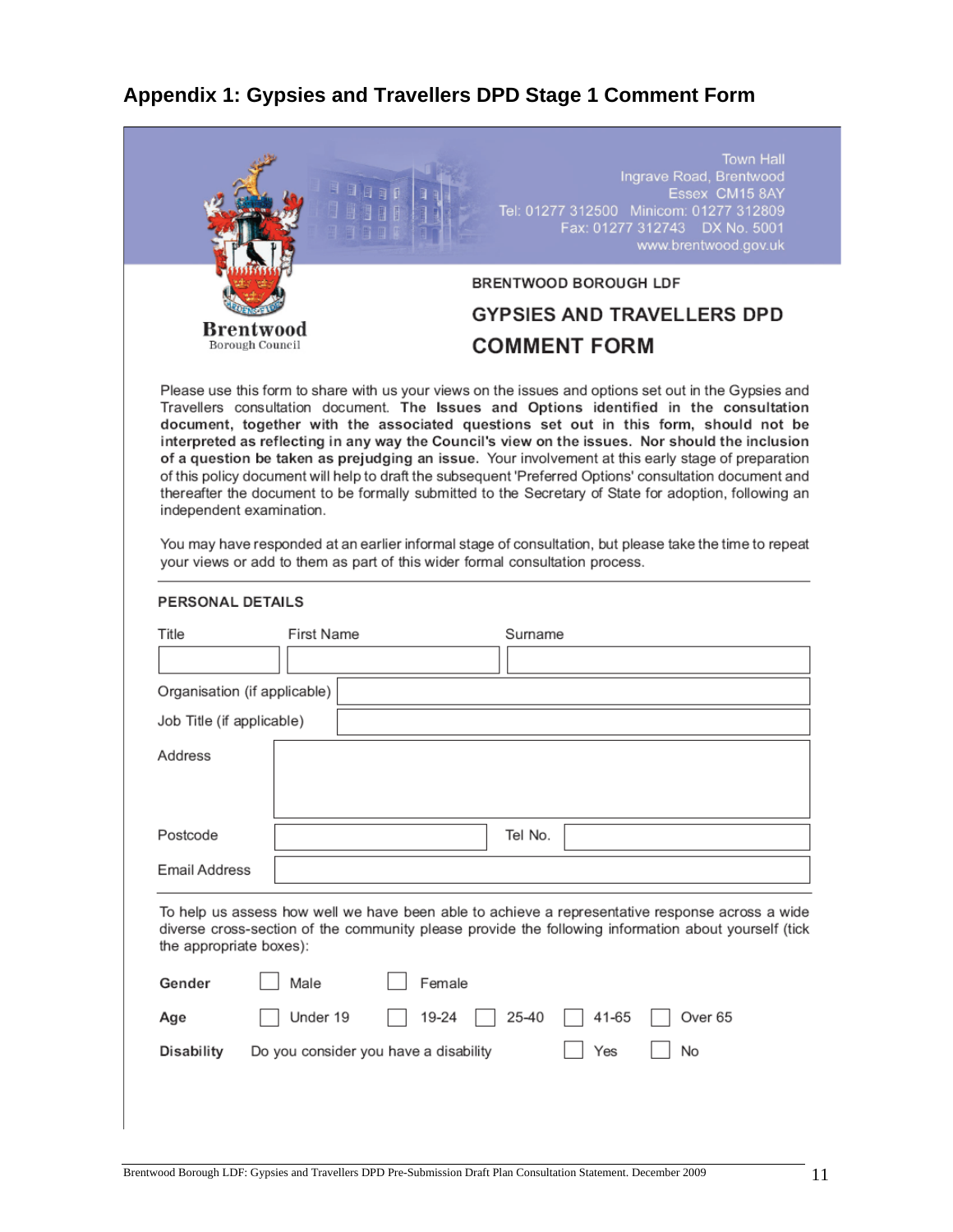## Appendix 1: Gypsies and Travellers DPD Stage 1 Comment Form

Brentwood Borough Council

Town Hall
Ingrave Road, Brentwood
Essex CM15 8AY
Tel: 01277 312500 Minicom: 01277 312809
Fax: 01277 312743 DX No. 5001
www.brentwood.gov.uk

BRENTWOOD BOROUGH LDF

**GYPSIES AND TRAVELLERS DPD**

**COMMENT FORM**

Please use this form to share with us your views on the issues and options set out in the Gypsies and Travellers consultation document. **The Issues and Options identified in the consultation document, together with the associated questions set out in this form, should not be interpreted as reflecting in any way the Council's view on the issues. Nor should the inclusion of a question be taken as prejudging an issue.** Your involvement at this early stage of preparation of this policy document will help to draft the subsequent 'Preferred Options' consultation document and thereafter the document to be formally submitted to the Secretary of State for adoption, following an independent examination.

You may have responded at an earlier informal stage of consultation, but please take the time to repeat your views or add to them as part of this wider formal consultation process.

**PERSONAL DETAILS**

| Title | First Name | Surname |
|---|---|---|
| | | |

Organisation (if applicable):

Job Title (if applicable):

Address:

Postcode: Tel No.:

Email Address:

To help us assess how well we have been able to achieve a representative response across a wide diverse cross-section of the community please provide the following information about yourself (tick the appropriate boxes):

**Gender** ☐ Male ☐ Female

**Age** ☐ Under 19 ☐ 19-24 ☐ 25-40 ☐ 41-65 ☐ Over 65

**Disability** Do you consider you have a disability ☐ Yes ☐ No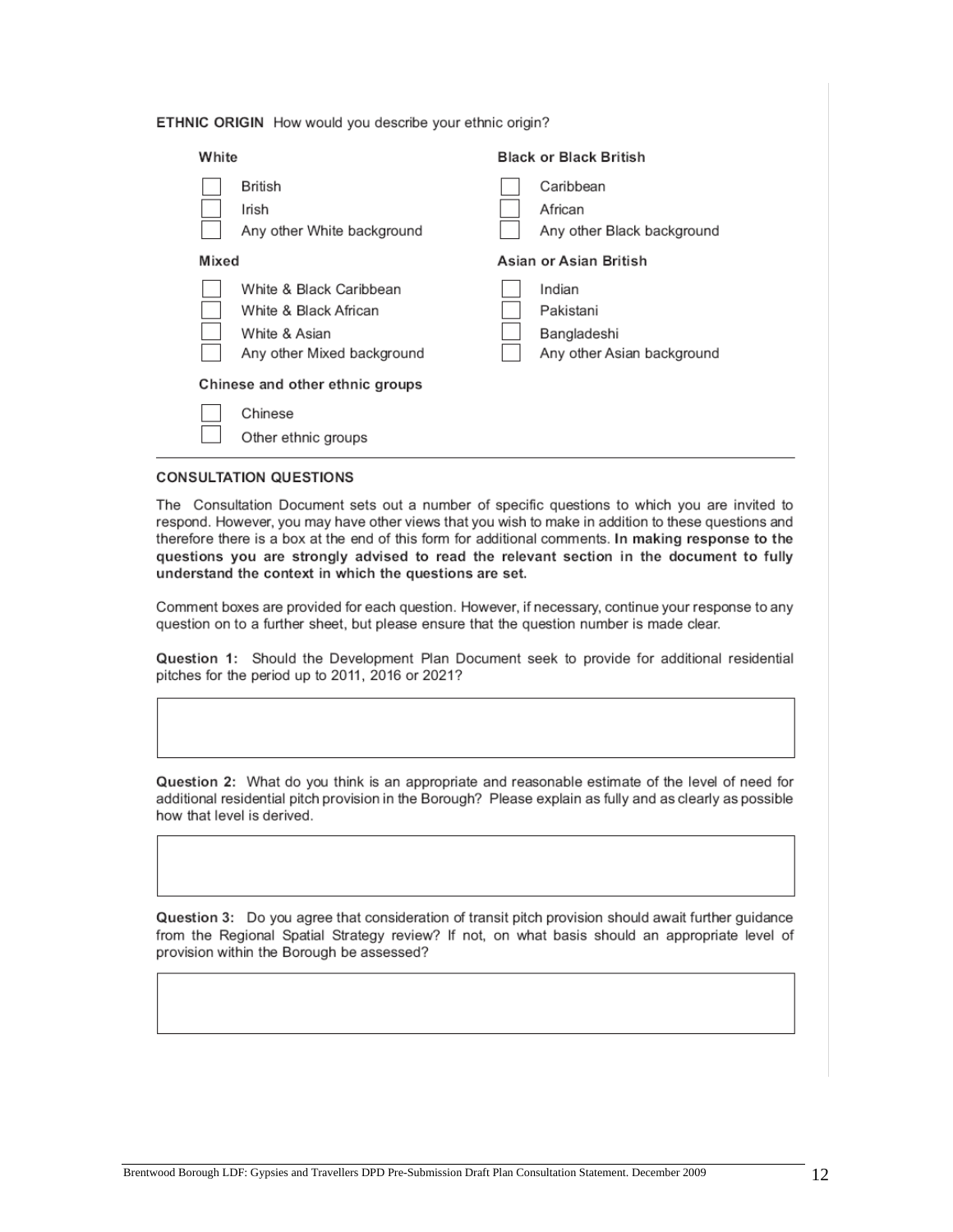**ETHNIC ORIGIN** How would you describe your ethnic origin?

**White**

- ☐ British
- ☐ Irish
- ☐ Any other White background

**Black or Black British**

- ☐ Caribbean
- ☐ African
- ☐ Any other Black background

**Mixed**

- ☐ White & Black Caribbean
- ☐ White & Black African
- ☐ White & Asian
- ☐ Any other Mixed background

**Asian or Asian British**

- ☐ Indian
- ☐ Pakistani
- ☐ Bangladeshi
- ☐ Any other Asian background

**Chinese and other ethnic groups**

- ☐ Chinese
- ☐ Other ethnic groups

---

**CONSULTATION QUESTIONS**

The Consultation Document sets out a number of specific questions to which you are invited to respond. However, you may have other views that you wish to make in addition to these questions and therefore there is a box at the end of this form for additional comments. **In making response to the questions you are strongly advised to read the relevant section in the document to fully understand the context in which the questions are set.**

Comment boxes are provided for each question. However, if necessary, continue your response to any question on to a further sheet, but please ensure that the question number is made clear.

**Question 1:** Should the Development Plan Document seek to provide for additional residential pitches for the period up to 2011, 2016 or 2021?

| |
|---|
| |

**Question 2:** What do you think is an appropriate and reasonable estimate of the level of need for additional residential pitch provision in the Borough? Please explain as fully and as clearly as possible how that level is derived.

| |
|---|
| |

**Question 3:** Do you agree that consideration of transit pitch provision should await further guidance from the Regional Spatial Strategy review? If not, on what basis should an appropriate level of provision within the Borough be assessed?

| |
|---|
| |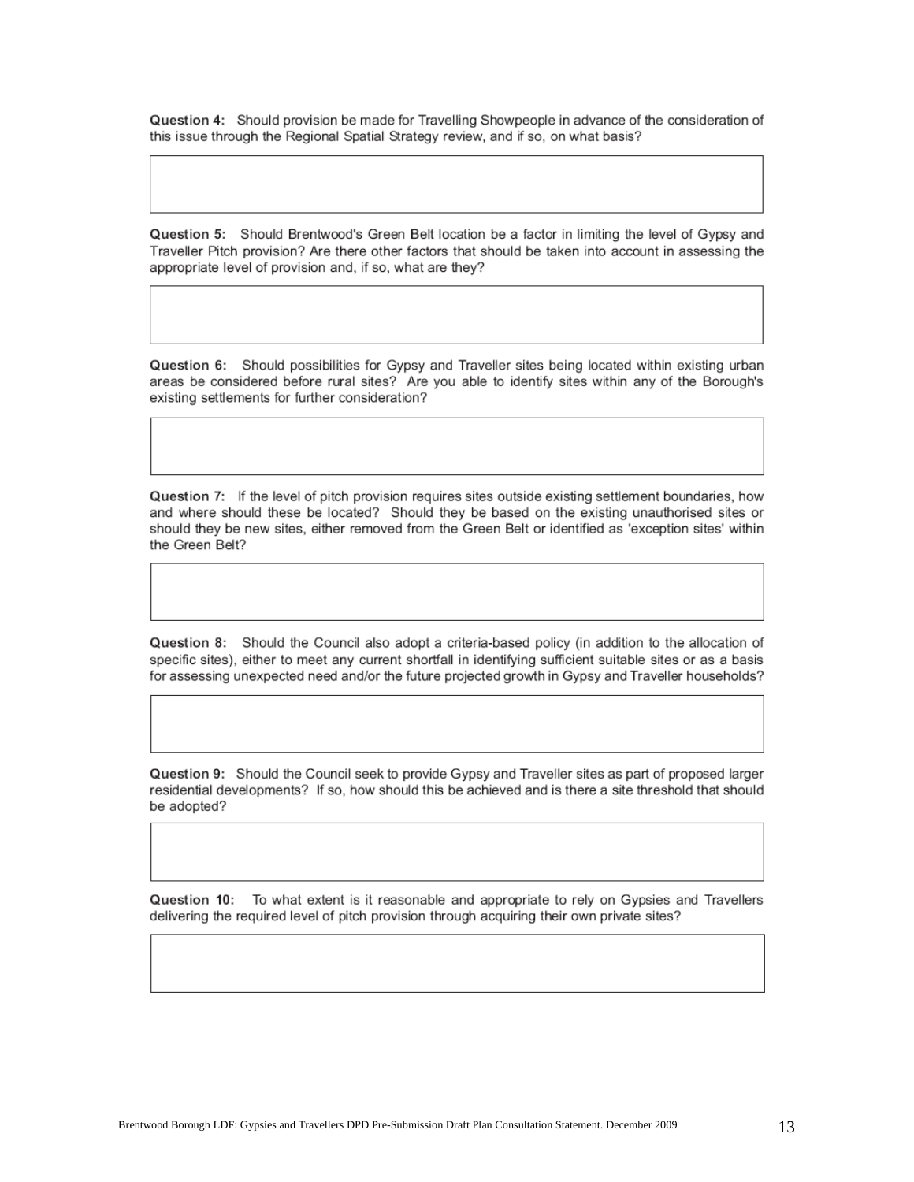**Question 4:** Should provision be made for Travelling Showpeople in advance of the consideration of this issue through the Regional Spatial Strategy review, and if so, on what basis?

**Question 5:** Should Brentwood's Green Belt location be a factor in limiting the level of Gypsy and Traveller Pitch provision? Are there other factors that should be taken into account in assessing the appropriate level of provision and, if so, what are they?

**Question 6:** Should possibilities for Gypsy and Traveller sites being located within existing urban areas be considered before rural sites? Are you able to identify sites within any of the Borough's existing settlements for further consideration?

**Question 7:** If the level of pitch provision requires sites outside existing settlement boundaries, how and where should these be located? Should they be based on the existing unauthorised sites or should they be new sites, either removed from the Green Belt or identified as 'exception sites' within the Green Belt?

**Question 8:** Should the Council also adopt a criteria-based policy (in addition to the allocation of specific sites), either to meet any current shortfall in identifying sufficient suitable sites or as a basis for assessing unexpected need and/or the future projected growth in Gypsy and Traveller households?

**Question 9:** Should the Council seek to provide Gypsy and Traveller sites as part of proposed larger residential developments? If so, how should this be achieved and is there a site threshold that should be adopted?

**Question 10:** To what extent is it reasonable and appropriate to rely on Gypsies and Travellers delivering the required level of pitch provision through acquiring their own private sites?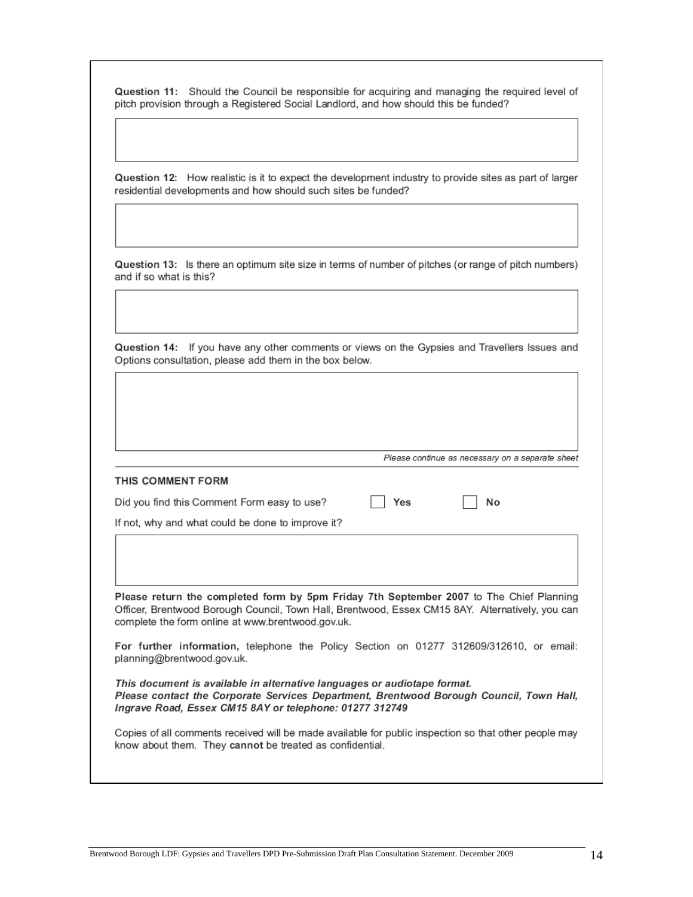**Question 11:** Should the Council be responsible for acquiring and managing the required level of pitch provision through a Registered Social Landlord, and how should this be funded?

**Question 12:** How realistic is it to expect the development industry to provide sites as part of larger residential developments and how should such sites be funded?

**Question 13:** Is there an optimum site size in terms of number of pitches (or range of pitch numbers) and if so what is this?

**Question 14:** If you have any other comments or views on the Gypsies and Travellers Issues and Options consultation, please add them in the box below.

*Please continue as necessary on a separate sheet*

**THIS COMMENT FORM**

Did you find this Comment Form easy to use? ☐ **Yes** ☐ **No**

If not, why and what could be done to improve it?

**Please return the completed form by 5pm Friday 7th September 2007** to The Chief Planning Officer, Brentwood Borough Council, Town Hall, Brentwood, Essex CM15 8AY. Alternatively, you can complete the form online at www.brentwood.gov.uk.

**For further information,** telephone the Policy Section on 01277 312609/312610, or email: planning@brentwood.gov.uk.

***This document is available in alternative languages or audiotape format. Please contact the Corporate Services Department, Brentwood Borough Council, Town Hall, Ingrave Road, Essex CM15 8AY or telephone: 01277 312749***

Copies of all comments received will be made available for public inspection so that other people may know about them. They **cannot** be treated as confidential.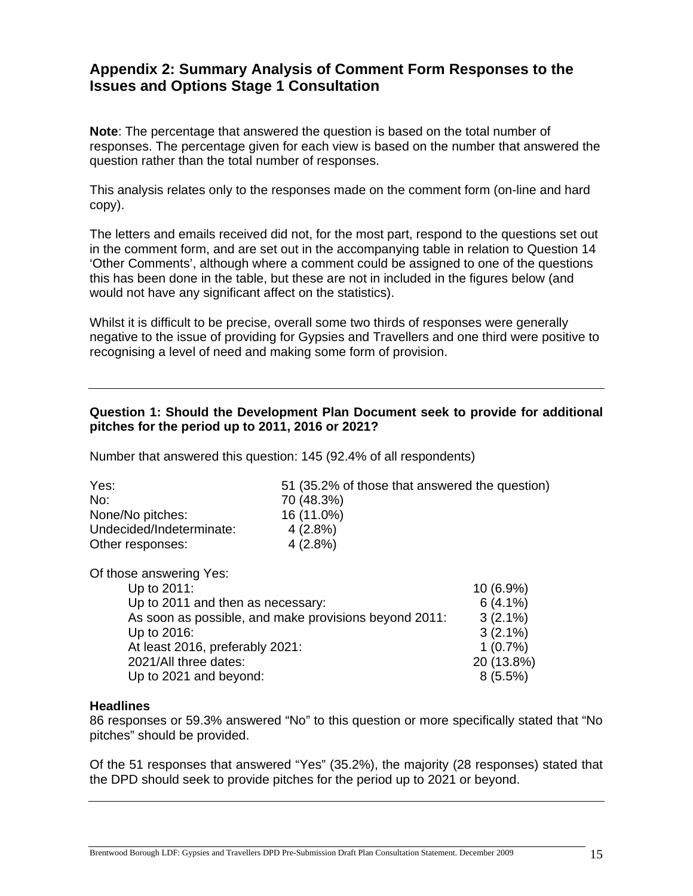## Appendix 2: Summary Analysis of Comment Form Responses to the Issues and Options Stage 1 Consultation

**Note**: The percentage that answered the question is based on the total number of responses. The percentage given for each view is based on the number that answered the question rather than the total number of responses.

This analysis relates only to the responses made on the comment form (on-line and hard copy).

The letters and emails received did not, for the most part, respond to the questions set out in the comment form, and are set out in the accompanying table in relation to Question 14 'Other Comments', although where a comment could be assigned to one of the questions this has been done in the table, but these are not in included in the figures below (and would not have any significant affect on the statistics).

Whilst it is difficult to be precise, overall some two thirds of responses were generally negative to the issue of providing for Gypsies and Travellers and one third were positive to recognising a level of need and making some form of provision.

---

**Question 1: Should the Development Plan Document seek to provide for additional pitches for the period up to 2011, 2016 or 2021?**

Number that answered this question: 145 (92.4% of all respondents)

| | |
|---|---|
| Yes: | 51 (35.2% of those that answered the question) |
| No: | 70 (48.3%) |
| None/No pitches: | 16 (11.0%) |
| Undecided/Indeterminate: | 4 (2.8%) |
| Other responses: | 4 (2.8%) |

Of those answering Yes:

| | |
|---|---|
| Up to 2011: | 10 (6.9%) |
| Up to 2011 and then as necessary: | 6 (4.1%) |
| As soon as possible, and make provisions beyond 2011: | 3 (2.1%) |
| Up to 2016: | 3 (2.1%) |
| At least 2016, preferably 2021: | 1 (0.7%) |
| 2021/All three dates: | 20 (13.8%) |
| Up to 2021 and beyond: | 8 (5.5%) |

**Headlines**

86 responses or 59.3% answered "No" to this question or more specifically stated that "No pitches" should be provided.

Of the 51 responses that answered "Yes" (35.2%), the majority (28 responses) stated that the DPD should seek to provide pitches for the period up to 2021 or beyond.

---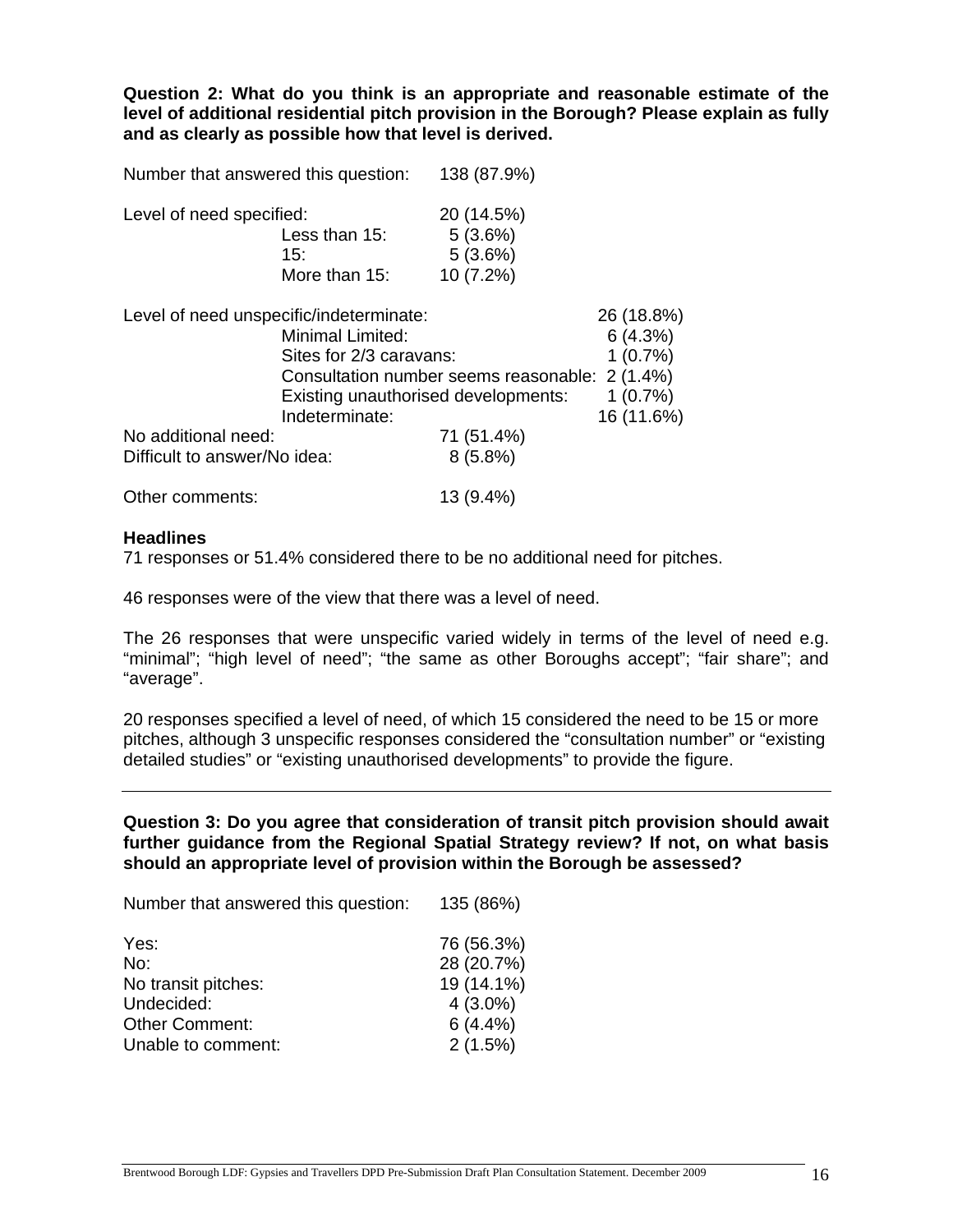**Question 2: What do you think is an appropriate and reasonable estimate of the level of additional residential pitch provision in the Borough? Please explain as fully and as clearly as possible how that level is derived.**

| | | | |
|---|---|---|---|
| Number that answered this question: | | 138 (87.9%) | |
| Level of need specified: | | 20 (14.5%) | |
| | Less than 15: | 5 (3.6%) | |
| | 15: | 5 (3.6%) | |
| | More than 15: | 10 (7.2%) | |
| Level of need unspecific/indeterminate: | | | 26 (18.8%) |
| | Minimal Limited: | | 6 (4.3%) |
| | Sites for 2/3 caravans: | | 1 (0.7%) |
| | Consultation number seems reasonable: | | 2 (1.4%) |
| | Existing unauthorised developments: | | 1 (0.7%) |
| | Indeterminate: | | 16 (11.6%) |
| No additional need: | | 71 (51.4%) | |
| Difficult to answer/No idea: | | 8 (5.8%) | |
| Other comments: | | 13 (9.4%) | |

**Headlines**

71 responses or 51.4% considered there to be no additional need for pitches.

46 responses were of the view that there was a level of need.

The 26 responses that were unspecific varied widely in terms of the level of need e.g. "minimal"; "high level of need"; "the same as other Boroughs accept"; "fair share"; and "average".

20 responses specified a level of need, of which 15 considered the need to be 15 or more pitches, although 3 unspecific responses considered the "consultation number" or "existing detailed studies" or "existing unauthorised developments" to provide the figure.

---

**Question 3: Do you agree that consideration of transit pitch provision should await further guidance from the Regional Spatial Strategy review? If not, on what basis should an appropriate level of provision within the Borough be assessed?**

| | |
|---|---|
| Number that answered this question: | 135 (86%) |
| Yes: | 76 (56.3%) |
| No: | 28 (20.7%) |
| No transit pitches: | 19 (14.1%) |
| Undecided: | 4 (3.0%) |
| Other Comment: | 6 (4.4%) |
| Unable to comment: | 2 (1.5%) |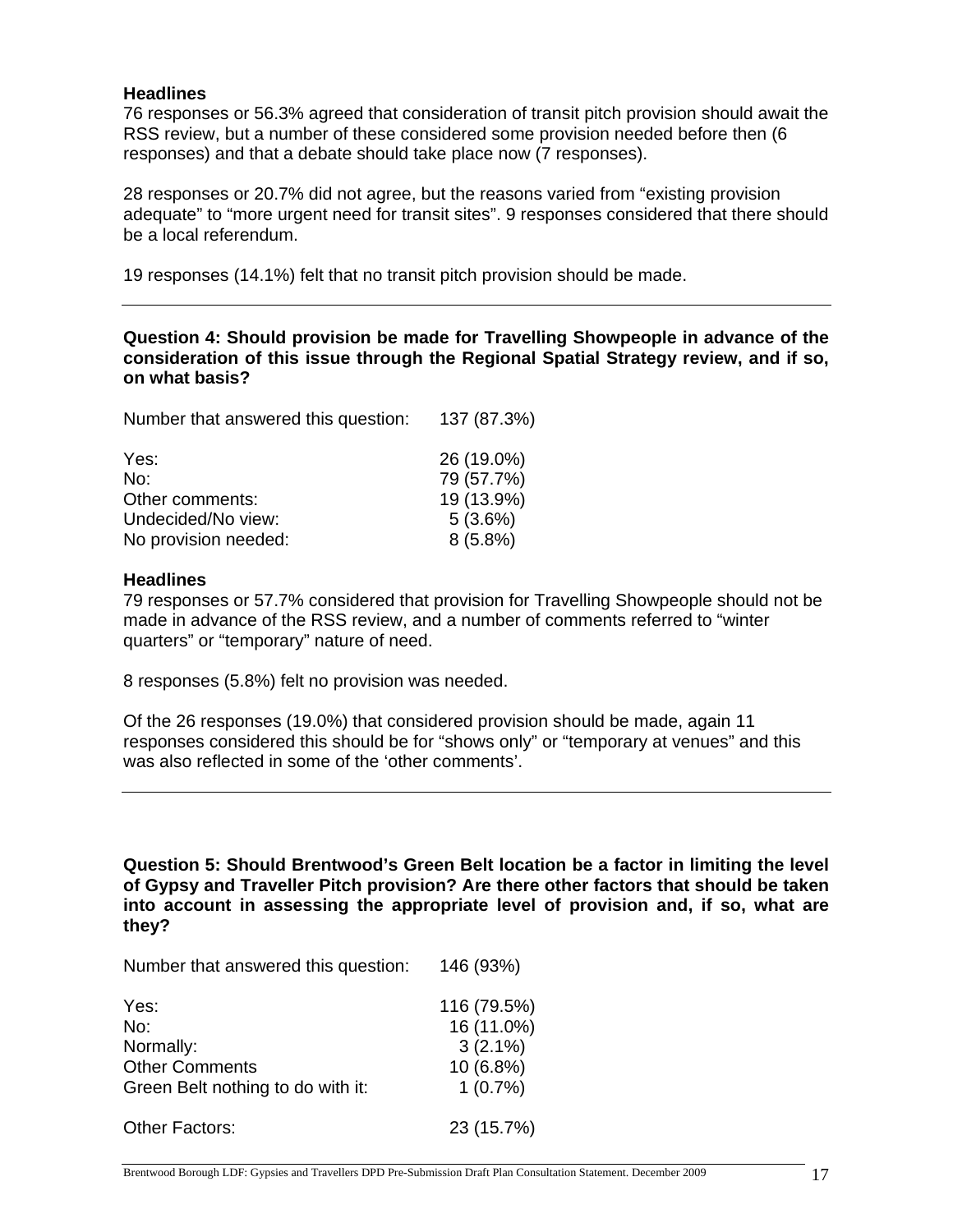**Headlines**

76 responses or 56.3% agreed that consideration of transit pitch provision should await the RSS review, but a number of these considered some provision needed before then (6 responses) and that a debate should take place now (7 responses).

28 responses or 20.7% did not agree, but the reasons varied from "existing provision adequate" to "more urgent need for transit sites". 9 responses considered that there should be a local referendum.

19 responses (14.1%) felt that no transit pitch provision should be made.

---

**Question 4: Should provision be made for Travelling Showpeople in advance of the consideration of this issue through the Regional Spatial Strategy review, and if so, on what basis?**

| | |
|---|---|
| Number that answered this question: | 137 (87.3%) |
| Yes: | 26 (19.0%) |
| No: | 79 (57.7%) |
| Other comments: | 19 (13.9%) |
| Undecided/No view: | 5 (3.6%) |
| No provision needed: | 8 (5.8%) |

**Headlines**

79 responses or 57.7% considered that provision for Travelling Showpeople should not be made in advance of the RSS review, and a number of comments referred to "winter quarters" or "temporary" nature of need.

8 responses (5.8%) felt no provision was needed.

Of the 26 responses (19.0%) that considered provision should be made, again 11 responses considered this should be for "shows only" or "temporary at venues" and this was also reflected in some of the 'other comments'.

---

**Question 5: Should Brentwood's Green Belt location be a factor in limiting the level of Gypsy and Traveller Pitch provision? Are there other factors that should be taken into account in assessing the appropriate level of provision and, if so, what are they?**

| | |
|---|---|
| Number that answered this question: | 146 (93%) |
| Yes: | 116 (79.5%) |
| No: | 16 (11.0%) |
| Normally: | 3 (2.1%) |
| Other Comments | 10 (6.8%) |
| Green Belt nothing to do with it: | 1 (0.7%) |
| Other Factors: | 23 (15.7%) |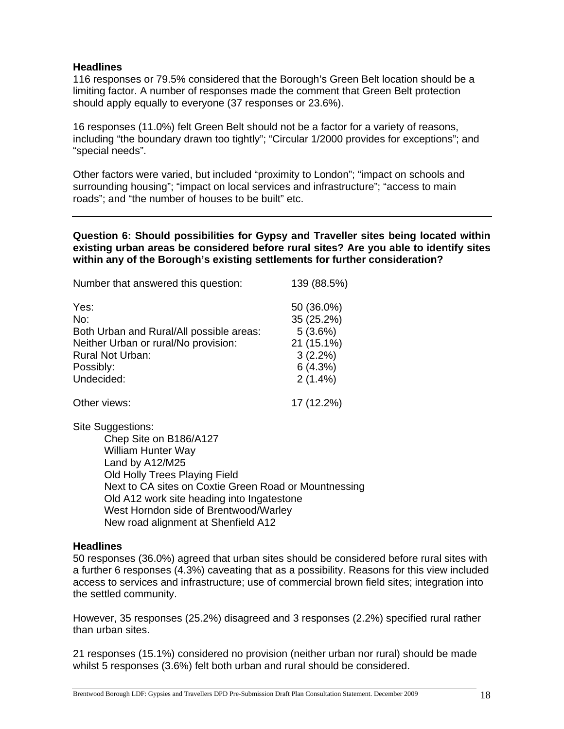**Headlines**

116 responses or 79.5% considered that the Borough's Green Belt location should be a limiting factor. A number of responses made the comment that Green Belt protection should apply equally to everyone (37 responses or 23.6%).

16 responses (11.0%) felt Green Belt should not be a factor for a variety of reasons, including "the boundary drawn too tightly"; "Circular 1/2000 provides for exceptions"; and "special needs".

Other factors were varied, but included "proximity to London"; "impact on schools and surrounding housing"; "impact on local services and infrastructure"; "access to main roads"; and "the number of houses to be built" etc.

---

**Question 6: Should possibilities for Gypsy and Traveller sites being located within existing urban areas be considered before rural sites? Are you able to identify sites within any of the Borough's existing settlements for further consideration?**

| | |
|---|---|
| Number that answered this question: | 139 (88.5%) |
| Yes: | 50 (36.0%) |
| No: | 35 (25.2%) |
| Both Urban and Rural/All possible areas: | 5 (3.6%) |
| Neither Urban or rural/No provision: | 21 (15.1%) |
| Rural Not Urban: | 3 (2.2%) |
| Possibly: | 6 (4.3%) |
| Undecided: | 2 (1.4%) |
| Other views: | 17 (12.2%) |

Site Suggestions:

- Chep Site on B186/A127
- William Hunter Way
- Land by A12/M25
- Old Holly Trees Playing Field
- Next to CA sites on Coxtie Green Road or Mountnessing
- Old A12 work site heading into Ingatestone
- West Horndon side of Brentwood/Warley
- New road alignment at Shenfield A12

**Headlines**

50 responses (36.0%) agreed that urban sites should be considered before rural sites with a further 6 responses (4.3%) caveating that as a possibility. Reasons for this view included access to services and infrastructure; use of commercial brown field sites; integration into the settled community.

However, 35 responses (25.2%) disagreed and 3 responses (2.2%) specified rural rather than urban sites.

21 responses (15.1%) considered no provision (neither urban nor rural) should be made whilst 5 responses (3.6%) felt both urban and rural should be considered.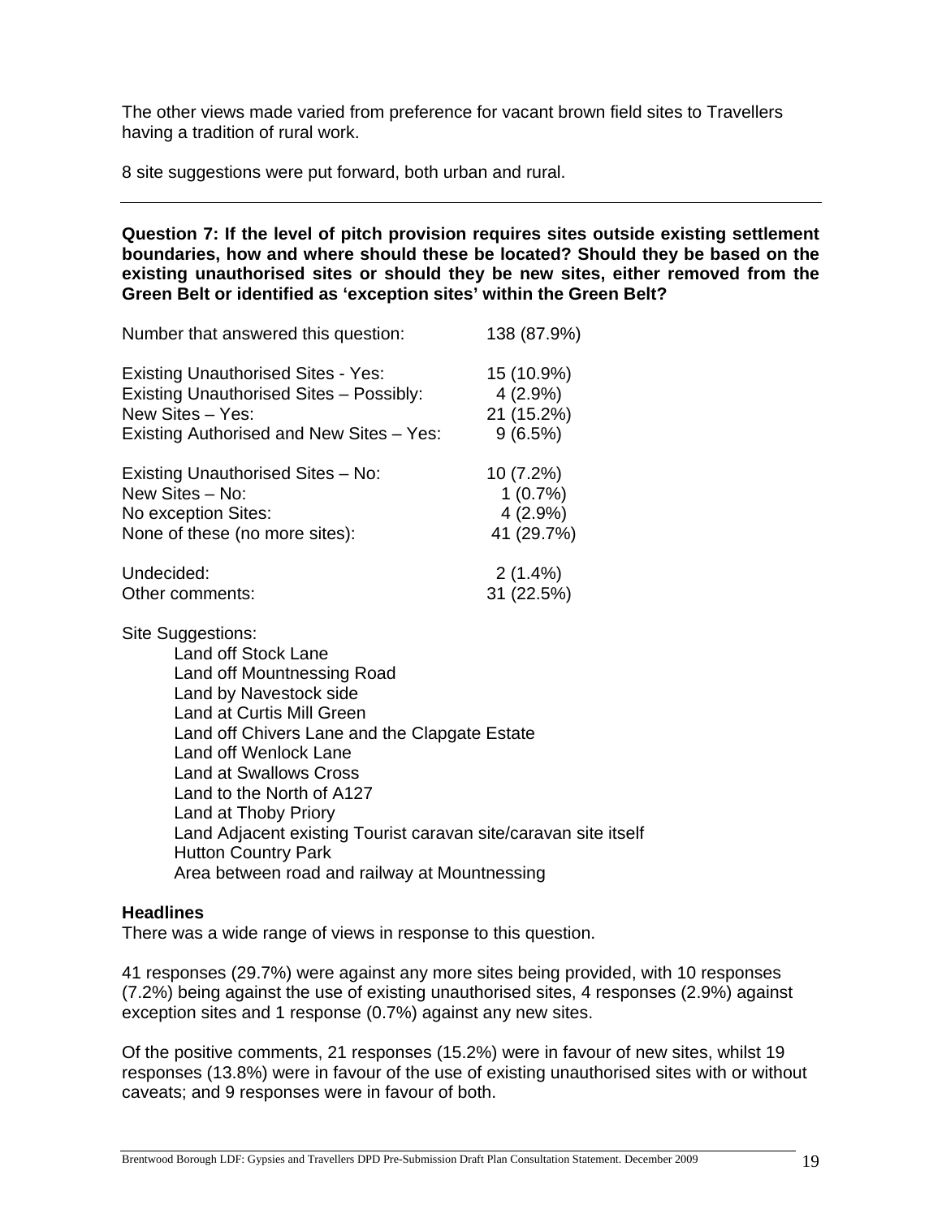The other views made varied from preference for vacant brown field sites to Travellers having a tradition of rural work.

8 site suggestions were put forward, both urban and rural.

---

**Question 7: If the level of pitch provision requires sites outside existing settlement boundaries, how and where should these be located? Should they be based on the existing unauthorised sites or should they be new sites, either removed from the Green Belt or identified as 'exception sites' within the Green Belt?**

| | |
|---|---|
| Number that answered this question: | 138 (87.9%) |
| Existing Unauthorised Sites - Yes: | 15 (10.9%) |
| Existing Unauthorised Sites – Possibly: | 4 (2.9%) |
| New Sites – Yes: | 21 (15.2%) |
| Existing Authorised and New Sites – Yes: | 9 (6.5%) |
| Existing Unauthorised Sites – No: | 10 (7.2%) |
| New Sites – No: | 1 (0.7%) |
| No exception Sites: | 4 (2.9%) |
| None of these (no more sites): | 41 (29.7%) |
| Undecided: | 2 (1.4%) |
| Other comments: | 31 (22.5%) |

Site Suggestions:

- Land off Stock Lane
- Land off Mountnessing Road
- Land by Navestock side
- Land at Curtis Mill Green
- Land off Chivers Lane and the Clapgate Estate
- Land off Wenlock Lane
- Land at Swallows Cross
- Land to the North of A127
- Land at Thoby Priory
- Land Adjacent existing Tourist caravan site/caravan site itself
- Hutton Country Park
- Area between road and railway at Mountnessing

**Headlines**

There was a wide range of views in response to this question.

41 responses (29.7%) were against any more sites being provided, with 10 responses (7.2%) being against the use of existing unauthorised sites, 4 responses (2.9%) against exception sites and 1 response (0.7%) against any new sites.

Of the positive comments, 21 responses (15.2%) were in favour of new sites, whilst 19 responses (13.8%) were in favour of the use of existing unauthorised sites with or without caveats; and 9 responses were in favour of both.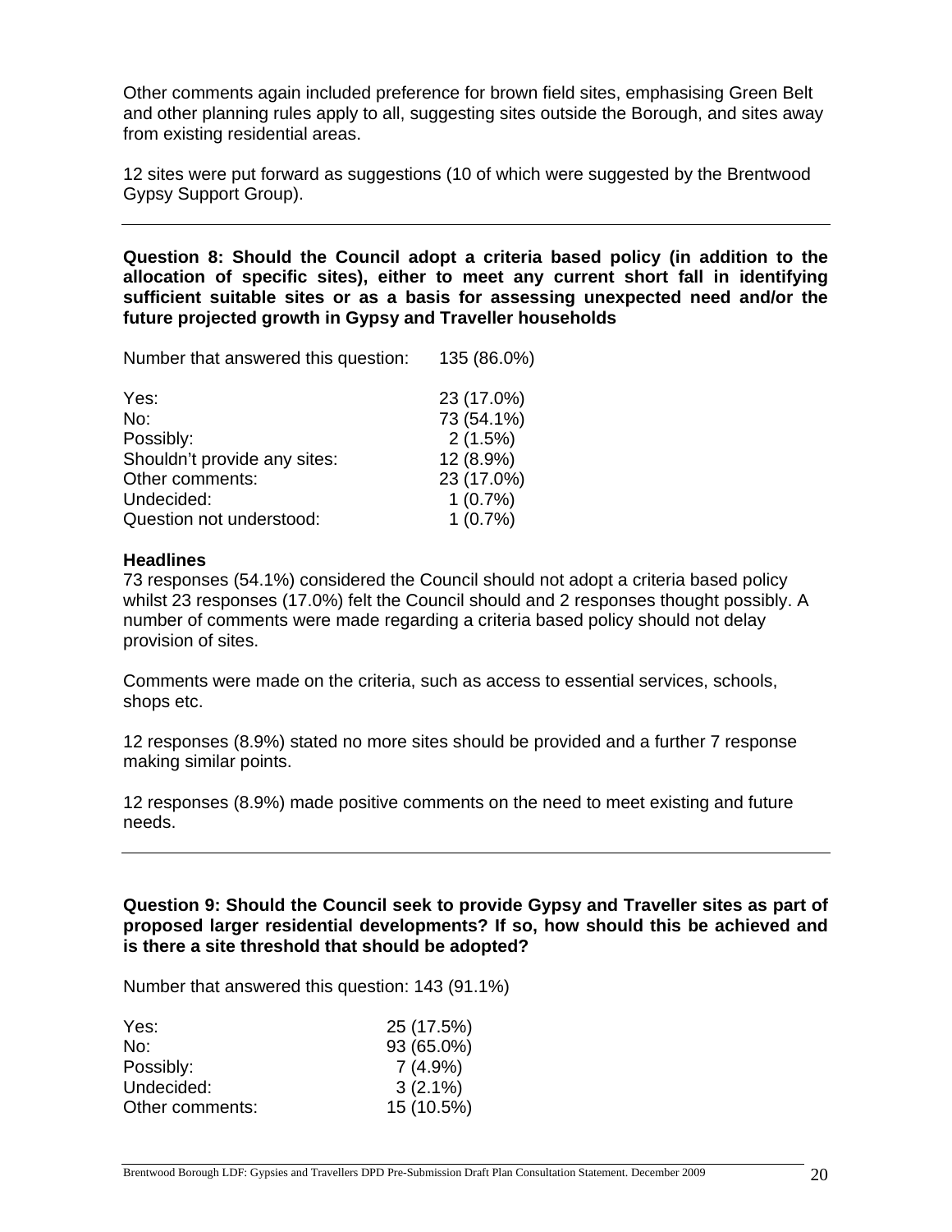Other comments again included preference for brown field sites, emphasising Green Belt and other planning rules apply to all, suggesting sites outside the Borough, and sites away from existing residential areas.

12 sites were put forward as suggestions (10 of which were suggested by the Brentwood Gypsy Support Group).

---

**Question 8: Should the Council adopt a criteria based policy (in addition to the allocation of specific sites), either to meet any current short fall in identifying sufficient suitable sites or as a basis for assessing unexpected need and/or the future projected growth in Gypsy and Traveller households**

Number that answered this question: 135 (86.0%)

| | |
|---|---|
| Yes: | 23 (17.0%) |
| No: | 73 (54.1%) |
| Possibly: | 2 (1.5%) |
| Shouldn't provide any sites: | 12 (8.9%) |
| Other comments: | 23 (17.0%) |
| Undecided: | 1 (0.7%) |
| Question not understood: | 1 (0.7%) |

**Headlines**

73 responses (54.1%) considered the Council should not adopt a criteria based policy whilst 23 responses (17.0%) felt the Council should and 2 responses thought possibly. A number of comments were made regarding a criteria based policy should not delay provision of sites.

Comments were made on the criteria, such as access to essential services, schools, shops etc.

12 responses (8.9%) stated no more sites should be provided and a further 7 response making similar points.

12 responses (8.9%) made positive comments on the need to meet existing and future needs.

---

**Question 9: Should the Council seek to provide Gypsy and Traveller sites as part of proposed larger residential developments? If so, how should this be achieved and is there a site threshold that should be adopted?**

Number that answered this question: 143 (91.1%)

| | |
|---|---|
| Yes: | 25 (17.5%) |
| No: | 93 (65.0%) |
| Possibly: | 7 (4.9%) |
| Undecided: | 3 (2.1%) |
| Other comments: | 15 (10.5%) |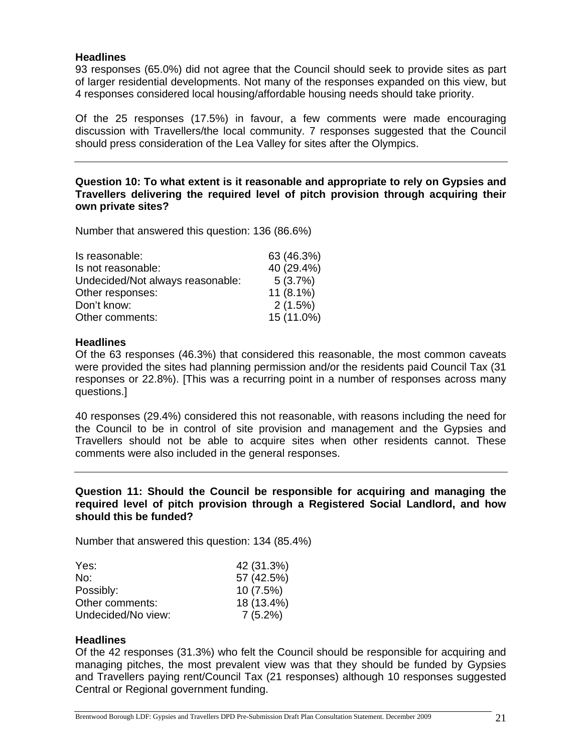**Headlines**

93 responses (65.0%) did not agree that the Council should seek to provide sites as part of larger residential developments. Not many of the responses expanded on this view, but 4 responses considered local housing/affordable housing needs should take priority.

Of the 25 responses (17.5%) in favour, a few comments were made encouraging discussion with Travellers/the local community. 7 responses suggested that the Council should press consideration of the Lea Valley for sites after the Olympics.

---

**Question 10: To what extent is it reasonable and appropriate to rely on Gypsies and Travellers delivering the required level of pitch provision through acquiring their own private sites?**

Number that answered this question: 136 (86.6%)

| | |
|---|---|
| Is reasonable: | 63 (46.3%) |
| Is not reasonable: | 40 (29.4%) |
| Undecided/Not always reasonable: | 5 (3.7%) |
| Other responses: | 11 (8.1%) |
| Don't know: | 2 (1.5%) |
| Other comments: | 15 (11.0%) |

**Headlines**

Of the 63 responses (46.3%) that considered this reasonable, the most common caveats were provided the sites had planning permission and/or the residents paid Council Tax (31 responses or 22.8%). [This was a recurring point in a number of responses across many questions.]

40 responses (29.4%) considered this not reasonable, with reasons including the need for the Council to be in control of site provision and management and the Gypsies and Travellers should not be able to acquire sites when other residents cannot. These comments were also included in the general responses.

---

**Question 11: Should the Council be responsible for acquiring and managing the required level of pitch provision through a Registered Social Landlord, and how should this be funded?**

Number that answered this question: 134 (85.4%)

| | |
|---|---|
| Yes: | 42 (31.3%) |
| No: | 57 (42.5%) |
| Possibly: | 10 (7.5%) |
| Other comments: | 18 (13.4%) |
| Undecided/No view: | 7 (5.2%) |

**Headlines**

Of the 42 responses (31.3%) who felt the Council should be responsible for acquiring and managing pitches, the most prevalent view was that they should be funded by Gypsies and Travellers paying rent/Council Tax (21 responses) although 10 responses suggested Central or Regional government funding.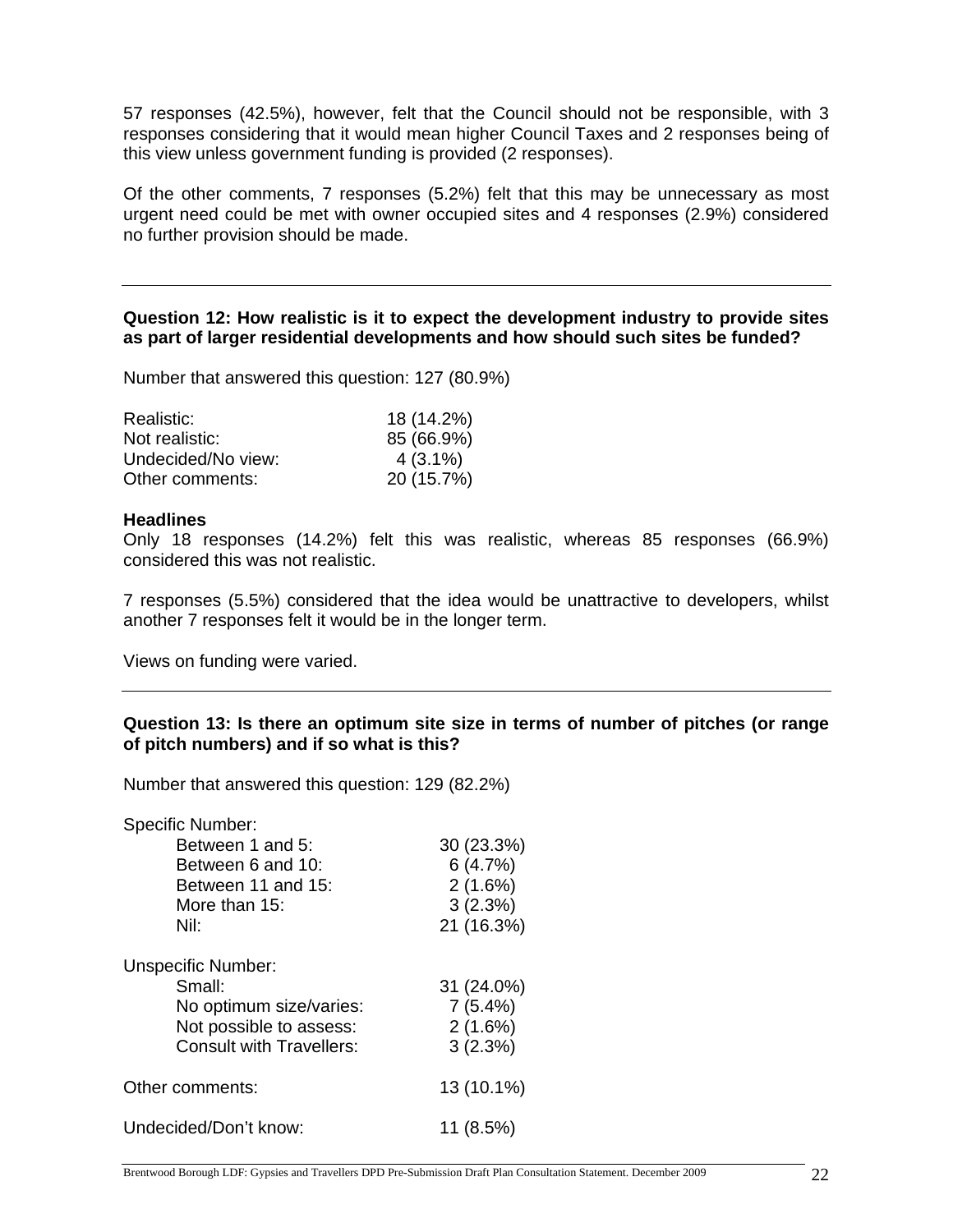57 responses (42.5%), however, felt that the Council should not be responsible, with 3 responses considering that it would mean higher Council Taxes and 2 responses being of this view unless government funding is provided (2 responses).

Of the other comments, 7 responses (5.2%) felt that this may be unnecessary as most urgent need could be met with owner occupied sites and 4 responses (2.9%) considered no further provision should be made.

---

**Question 12: How realistic is it to expect the development industry to provide sites as part of larger residential developments and how should such sites be funded?**

Number that answered this question: 127 (80.9%)

| | |
|---|---|
| Realistic: | 18 (14.2%) |
| Not realistic: | 85 (66.9%) |
| Undecided/No view: | 4 (3.1%) |
| Other comments: | 20 (15.7%) |

**Headlines**

Only 18 responses (14.2%) felt this was realistic, whereas 85 responses (66.9%) considered this was not realistic.

7 responses (5.5%) considered that the idea would be unattractive to developers, whilst another 7 responses felt it would be in the longer term.

Views on funding were varied.

---

**Question 13: Is there an optimum site size in terms of number of pitches (or range of pitch numbers) and if so what is this?**

Number that answered this question: 129 (82.2%)

| | |
|---|---|
| Specific Number: | |
| Between 1 and 5: | 30 (23.3%) |
| Between 6 and 10: | 6 (4.7%) |
| Between 11 and 15: | 2 (1.6%) |
| More than 15: | 3 (2.3%) |
| Nil: | 21 (16.3%) |
| Unspecific Number: | |
| Small: | 31 (24.0%) |
| No optimum size/varies: | 7 (5.4%) |
| Not possible to assess: | 2 (1.6%) |
| Consult with Travellers: | 3 (2.3%) |
| Other comments: | 13 (10.1%) |
| Undecided/Don't know: | 11 (8.5%) |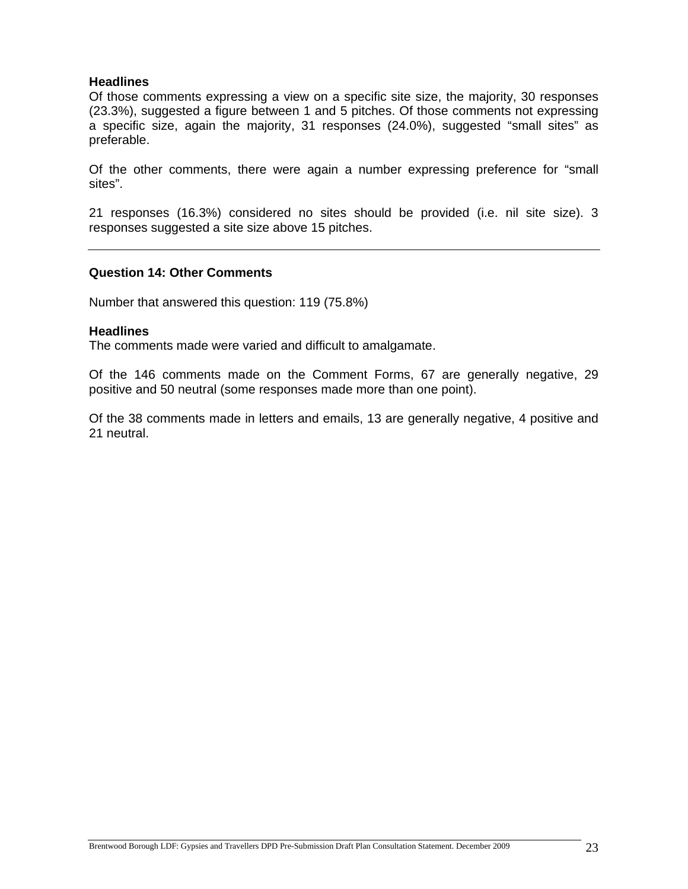**Headlines**

Of those comments expressing a view on a specific site size, the majority, 30 responses (23.3%), suggested a figure between 1 and 5 pitches. Of those comments not expressing a specific size, again the majority, 31 responses (24.0%), suggested "small sites" as preferable.

Of the other comments, there were again a number expressing preference for "small sites".

21 responses (16.3%) considered no sites should be provided (i.e. nil site size). 3 responses suggested a site size above 15 pitches.

---

**Question 14: Other Comments**

Number that answered this question: 119 (75.8%)

**Headlines**

The comments made were varied and difficult to amalgamate.

Of the 146 comments made on the Comment Forms, 67 are generally negative, 29 positive and 50 neutral (some responses made more than one point).

Of the 38 comments made in letters and emails, 13 are generally negative, 4 positive and 21 neutral.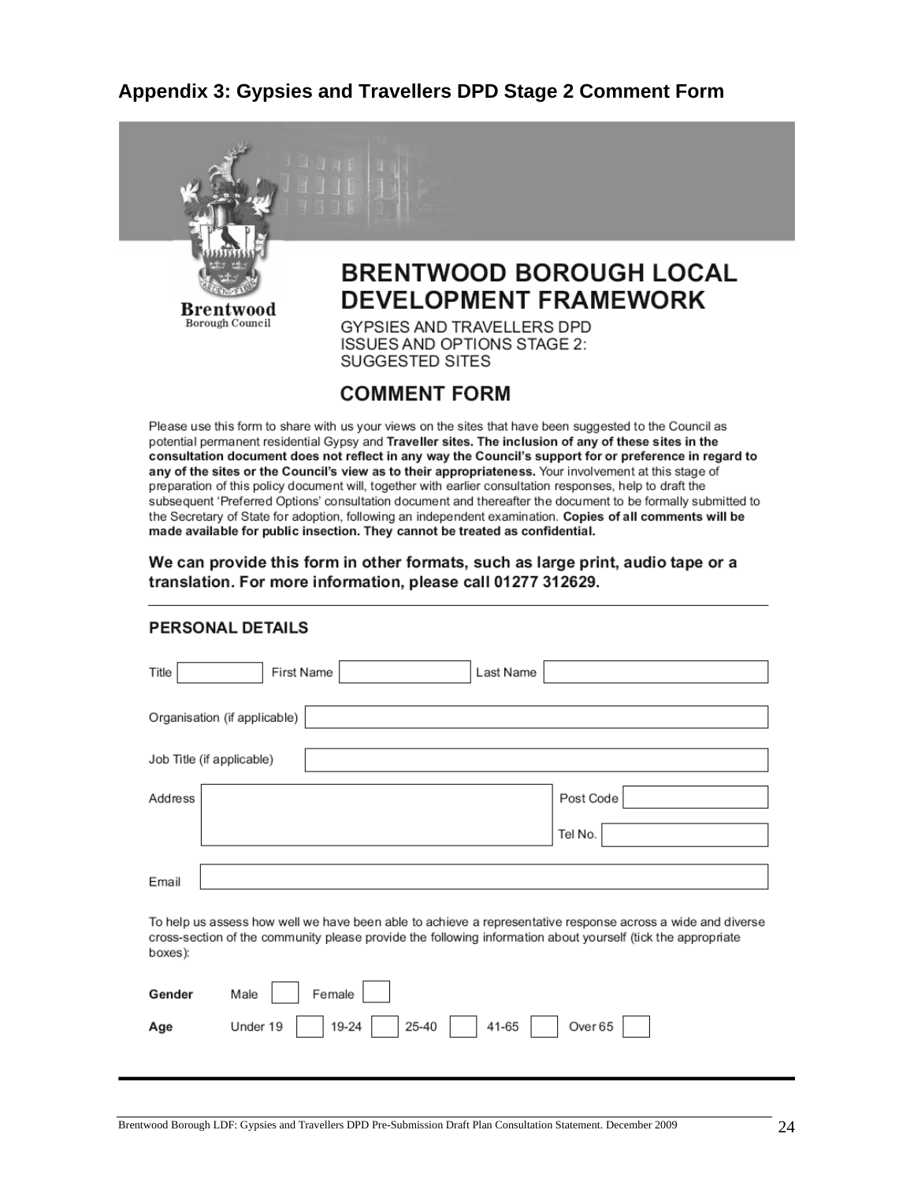## Appendix 3: Gypsies and Travellers DPD Stage 2 Comment Form

Brentwood Borough Council

# BRENTWOOD BOROUGH LOCAL DEVELOPMENT FRAMEWORK

GYPSIES AND TRAVELLERS DPD
ISSUES AND OPTIONS STAGE 2:
SUGGESTED SITES

## COMMENT FORM

Please use this form to share with us your views on the sites that have been suggested to the Council as potential permanent residential Gypsy and **Traveller sites. The inclusion of any of these sites in the consultation document does not reflect in any way the Council's support for or preference in regard to any of the sites or the Council's view as to their appropriateness.** Your involvement at this stage of preparation of this policy document will, together with earlier consultation responses, help to draft the subsequent 'Preferred Options' consultation document and thereafter the document to be formally submitted to the Secretary of State for adoption, following an independent examination. **Copies of all comments will be made available for public insection. They cannot be treated as confidential.**

**We can provide this form in other formats, such as large print, audio tape or a translation. For more information, please call 01277 312629.**

### PERSONAL DETAILS

Title [ ] First Name [ ] Last Name [ ]

Organisation (if applicable) [ ]

Job Title (if applicable) [ ]

Address [ ] Post Code [ ]

Tel No. [ ]

Email [ ]

To help us assess how well we have been able to achieve a representative response across a wide and diverse cross-section of the community please provide the following information about yourself (tick the appropriate boxes):

**Gender** Male [ ] Female [ ]

**Age** Under 19 [ ] 19-24 [ ] 25-40 [ ] 41-65 [ ] Over 65 [ ]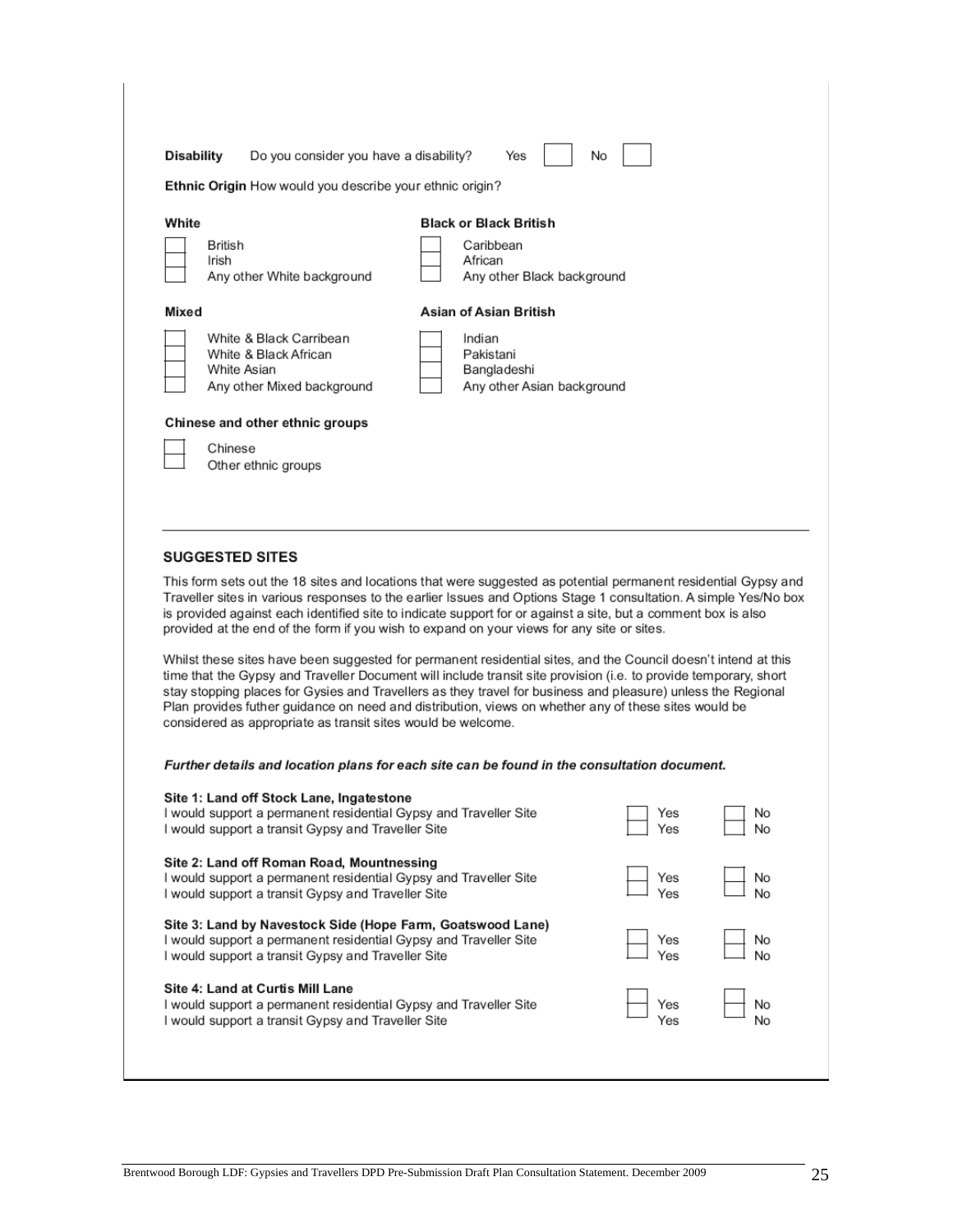**Disability** Do you consider you have a disability? Yes ☐ No ☐

**Ethnic Origin** How would you describe your ethnic origin?

**White**

- ☐ British
- ☐ Irish
- ☐ Any other White background

**Black or Black British**

- ☐ Caribbean
- ☐ African
- ☐ Any other Black background

**Mixed**

- ☐ White & Black Carribean
- ☐ White & Black African
- ☐ White Asian
- ☐ Any other Mixed background

**Asian of Asian British**

- ☐ Indian
- ☐ Pakistani
- ☐ Bangladeshi
- ☐ Any other Asian background

**Chinese and other ethnic groups**

- ☐ Chinese
- ☐ Other ethnic groups

---

## SUGGESTED SITES

This form sets out the 18 sites and locations that were suggested as potential permanent residential Gypsy and Traveller sites in various responses to the earlier Issues and Options Stage 1 consultation. A simple Yes/No box is provided against each identified site to indicate support for or against a site, but a comment box is also provided at the end of the form if you wish to expand on your views for any site or sites.

Whilst these sites have been suggested for permanent residential sites, and the Council doesn't intend at this time that the Gypsy and Traveller Document will include transit site provision (i.e. to provide temporary, short stay stopping places for Gysies and Travellers as they travel for business and pleasure) unless the Regional Plan provides futher guidance on need and distribution, views on whether any of these sites would be considered as appropriate as transit sites would be welcome.

***Further details and location plans for each site can be found in the consultation document.***

**Site 1: Land off Stock Lane, Ingatestone**

| | | |
|---|---|---|
| I would support a permanent residential Gypsy and Traveller Site | ☐ Yes | ☐ No |
| I would support a transit Gypsy and Traveller Site | ☐ Yes | ☐ No |

**Site 2: Land off Roman Road, Mountnessing**

| | | |
|---|---|---|
| I would support a permanent residential Gypsy and Traveller Site | ☐ Yes | ☐ No |
| I would support a transit Gypsy and Traveller Site | ☐ Yes | ☐ No |

**Site 3: Land by Navestock Side (Hope Farm, Goatswood Lane)**

| | | |
|---|---|---|
| I would support a permanent residential Gypsy and Traveller Site | ☐ Yes | ☐ No |
| I would support a transit Gypsy and Traveller Site | ☐ Yes | ☐ No |

**Site 4: Land at Curtis Mill Lane**

| | | |
|---|---|---|
| I would support a permanent residential Gypsy and Traveller Site | ☐ Yes | ☐ No |
| I would support a transit Gypsy and Traveller Site | ☐ Yes | ☐ No |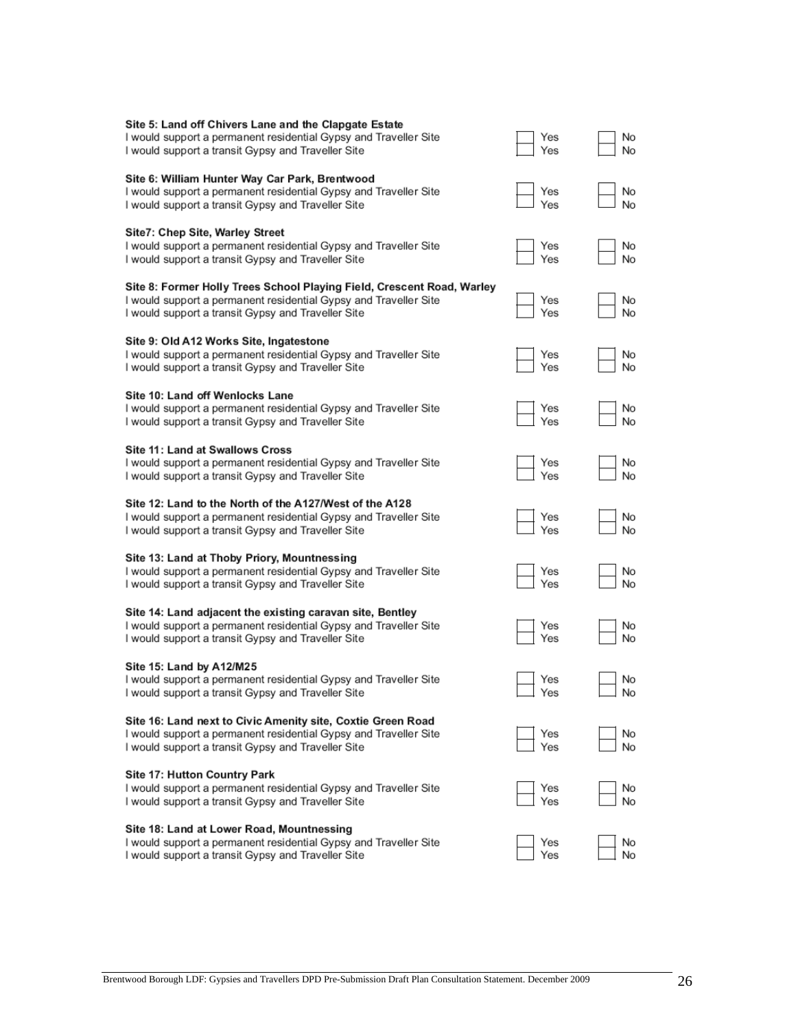**Site 5: Land off Chivers Lane and the Clapgate Estate**

| | | |
|---|---|---|
| I would support a permanent residential Gypsy and Traveller Site | ☐ Yes | ☐ No |
| I would support a transit Gypsy and Traveller Site | ☐ Yes | ☐ No |

**Site 6: William Hunter Way Car Park, Brentwood**

| | | |
|---|---|---|
| I would support a permanent residential Gypsy and Traveller Site | ☐ Yes | ☐ No |
| I would support a transit Gypsy and Traveller Site | ☐ Yes | ☐ No |

**Site7: Chep Site, Warley Street**

| | | |
|---|---|---|
| I would support a permanent residential Gypsy and Traveller Site | ☐ Yes | ☐ No |
| I would support a transit Gypsy and Traveller Site | ☐ Yes | ☐ No |

**Site 8: Former Holly Trees School Playing Field, Crescent Road, Warley**

| | | |
|---|---|---|
| I would support a permanent residential Gypsy and Traveller Site | ☐ Yes | ☐ No |
| I would support a transit Gypsy and Traveller Site | ☐ Yes | ☐ No |

**Site 9: Old A12 Works Site, Ingatestone**

| | | |
|---|---|---|
| I would support a permanent residential Gypsy and Traveller Site | ☐ Yes | ☐ No |
| I would support a transit Gypsy and Traveller Site | ☐ Yes | ☐ No |

**Site 10: Land off Wenlocks Lane**

| | | |
|---|---|---|
| I would support a permanent residential Gypsy and Traveller Site | ☐ Yes | ☐ No |
| I would support a transit Gypsy and Traveller Site | ☐ Yes | ☐ No |

**Site 11: Land at Swallows Cross**

| | | |
|---|---|---|
| I would support a permanent residential Gypsy and Traveller Site | ☐ Yes | ☐ No |
| I would support a transit Gypsy and Traveller Site | ☐ Yes | ☐ No |

**Site 12: Land to the North of the A127/West of the A128**

| | | |
|---|---|---|
| I would support a permanent residential Gypsy and Traveller Site | ☐ Yes | ☐ No |
| I would support a transit Gypsy and Traveller Site | ☐ Yes | ☐ No |

**Site 13: Land at Thoby Priory, Mountnessing**

| | | |
|---|---|---|
| I would support a permanent residential Gypsy and Traveller Site | ☐ Yes | ☐ No |
| I would support a transit Gypsy and Traveller Site | ☐ Yes | ☐ No |

**Site 14: Land adjacent the existing caravan site, Bentley**

| | | |
|---|---|---|
| I would support a permanent residential Gypsy and Traveller Site | ☐ Yes | ☐ No |
| I would support a transit Gypsy and Traveller Site | ☐ Yes | ☐ No |

**Site 15: Land by A12/M25**

| | | |
|---|---|---|
| I would support a permanent residential Gypsy and Traveller Site | ☐ Yes | ☐ No |
| I would support a transit Gypsy and Traveller Site | ☐ Yes | ☐ No |

**Site 16: Land next to Civic Amenity site, Coxtie Green Road**

| | | |
|---|---|---|
| I would support a permanent residential Gypsy and Traveller Site | ☐ Yes | ☐ No |
| I would support a transit Gypsy and Traveller Site | ☐ Yes | ☐ No |

**Site 17: Hutton Country Park**

| | | |
|---|---|---|
| I would support a permanent residential Gypsy and Traveller Site | ☐ Yes | ☐ No |
| I would support a transit Gypsy and Traveller Site | ☐ Yes | ☐ No |

**Site 18: Land at Lower Road, Mountnessing**

| | | |
|---|---|---|
| I would support a permanent residential Gypsy and Traveller Site | ☐ Yes | ☐ No |
| I would support a transit Gypsy and Traveller Site | ☐ Yes | ☐ No |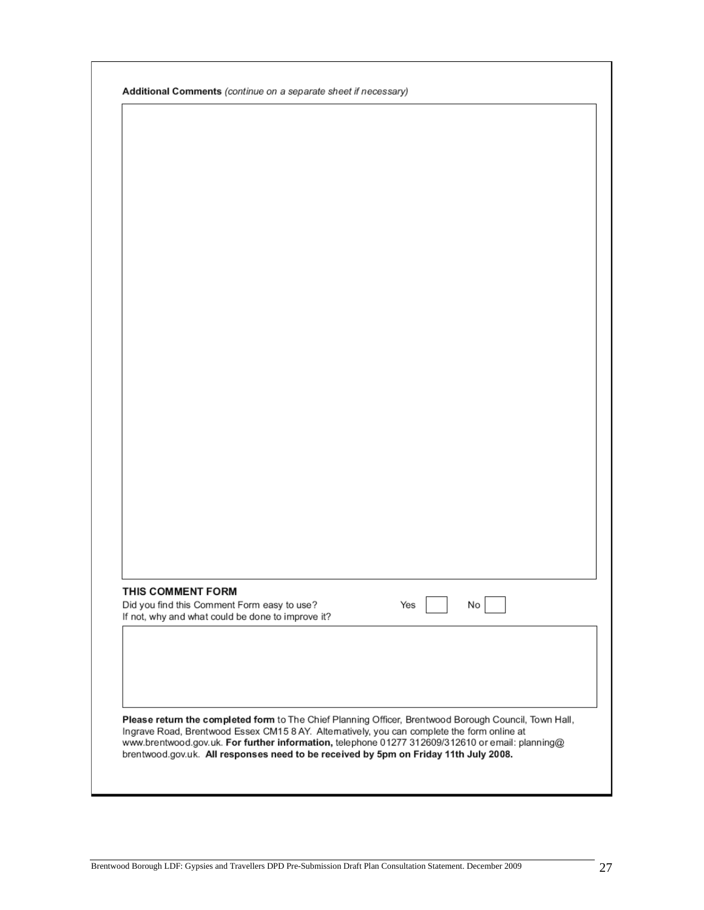**Additional Comments** *(continue on a separate sheet if necessary)*

**THIS COMMENT FORM**

Did you find this Comment Form easy to use? Yes ☐ No ☐

If not, why and what could be done to improve it?

**Please return the completed form** to The Chief Planning Officer, Brentwood Borough Council, Town Hall, Ingrave Road, Brentwood Essex CM15 8AY. Alternatively, you can complete the form online at www.brentwood.gov.uk. **For further information,** telephone 01277 312609/312610 or email: planning@brentwood.gov.uk. **All responses need to be received by 5pm on Friday 11th July 2008.**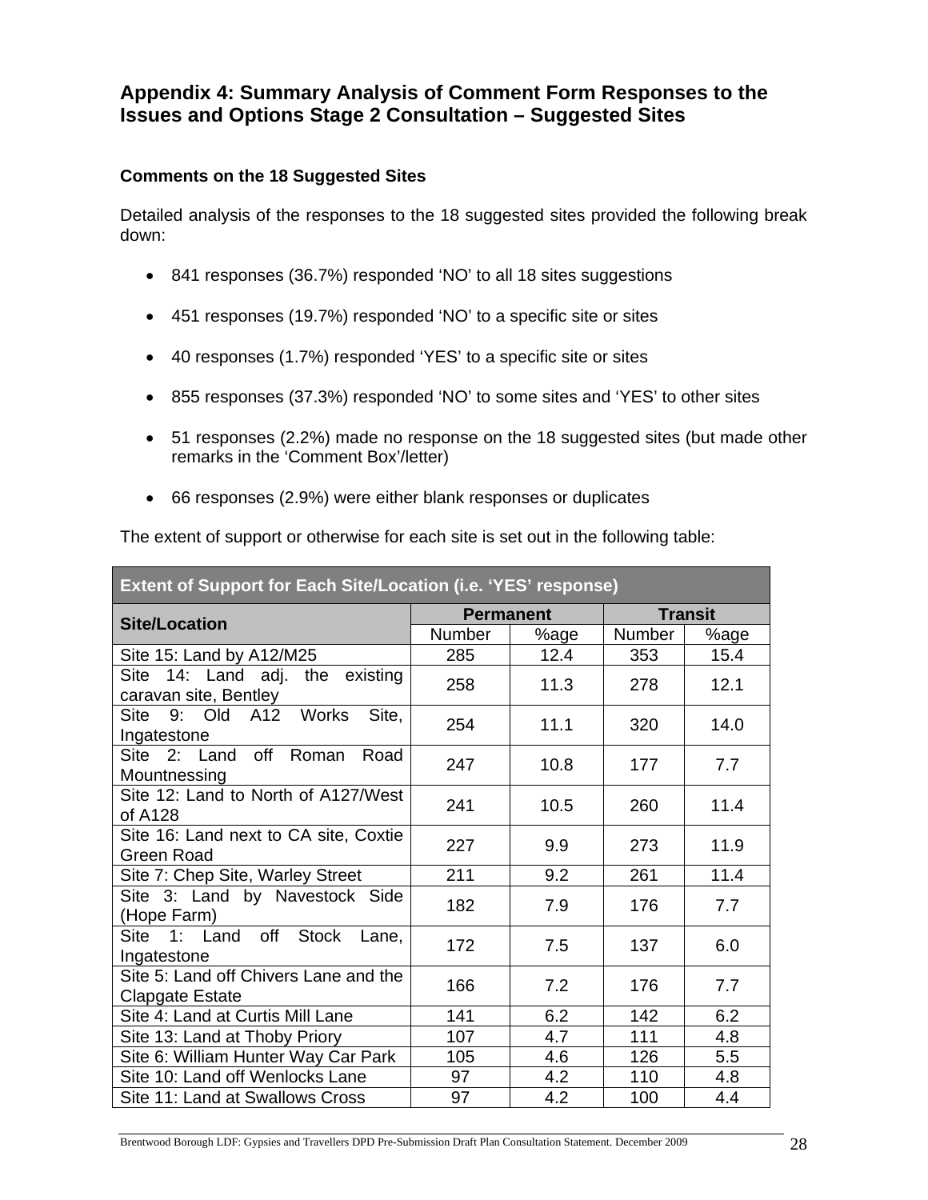## Appendix 4: Summary Analysis of Comment Form Responses to the Issues and Options Stage 2 Consultation – Suggested Sites

### Comments on the 18 Suggested Sites

Detailed analysis of the responses to the 18 suggested sites provided the following break down:

- 841 responses (36.7%) responded 'NO' to all 18 sites suggestions
- 451 responses (19.7%) responded 'NO' to a specific site or sites
- 40 responses (1.7%) responded 'YES' to a specific site or sites
- 855 responses (37.3%) responded 'NO' to some sites and 'YES' to other sites
- 51 responses (2.2%) made no response on the 18 suggested sites (but made other remarks in the 'Comment Box'/letter)
- 66 responses (2.9%) were either blank responses or duplicates

The extent of support or otherwise for each site is set out in the following table:

| Extent of Support for Each Site/Location (i.e. 'YES' response) | | | | |
|---|---|---|---|---|
| Site/Location | Permanent | | Transit | |
| | Number | %age | Number | %age |
| Site 15: Land by A12/M25 | 285 | 12.4 | 353 | 15.4 |
| Site 14: Land adj. the existing caravan site, Bentley | 258 | 11.3 | 278 | 12.1 |
| Site 9: Old A12 Works Site, Ingatestone | 254 | 11.1 | 320 | 14.0 |
| Site 2: Land off Roman Road Mountnessing | 247 | 10.8 | 177 | 7.7 |
| Site 12: Land to North of A127/West of A128 | 241 | 10.5 | 260 | 11.4 |
| Site 16: Land next to CA site, Coxtie Green Road | 227 | 9.9 | 273 | 11.9 |
| Site 7: Chep Site, Warley Street | 211 | 9.2 | 261 | 11.4 |
| Site 3: Land by Navestock Side (Hope Farm) | 182 | 7.9 | 176 | 7.7 |
| Site 1: Land off Stock Lane, Ingatestone | 172 | 7.5 | 137 | 6.0 |
| Site 5: Land off Chivers Lane and the Clapgate Estate | 166 | 7.2 | 176 | 7.7 |
| Site 4: Land at Curtis Mill Lane | 141 | 6.2 | 142 | 6.2 |
| Site 13: Land at Thoby Priory | 107 | 4.7 | 111 | 4.8 |
| Site 6: William Hunter Way Car Park | 105 | 4.6 | 126 | 5.5 |
| Site 10: Land off Wenlocks Lane | 97 | 4.2 | 110 | 4.8 |
| Site 11: Land at Swallows Cross | 97 | 4.2 | 100 | 4.4 |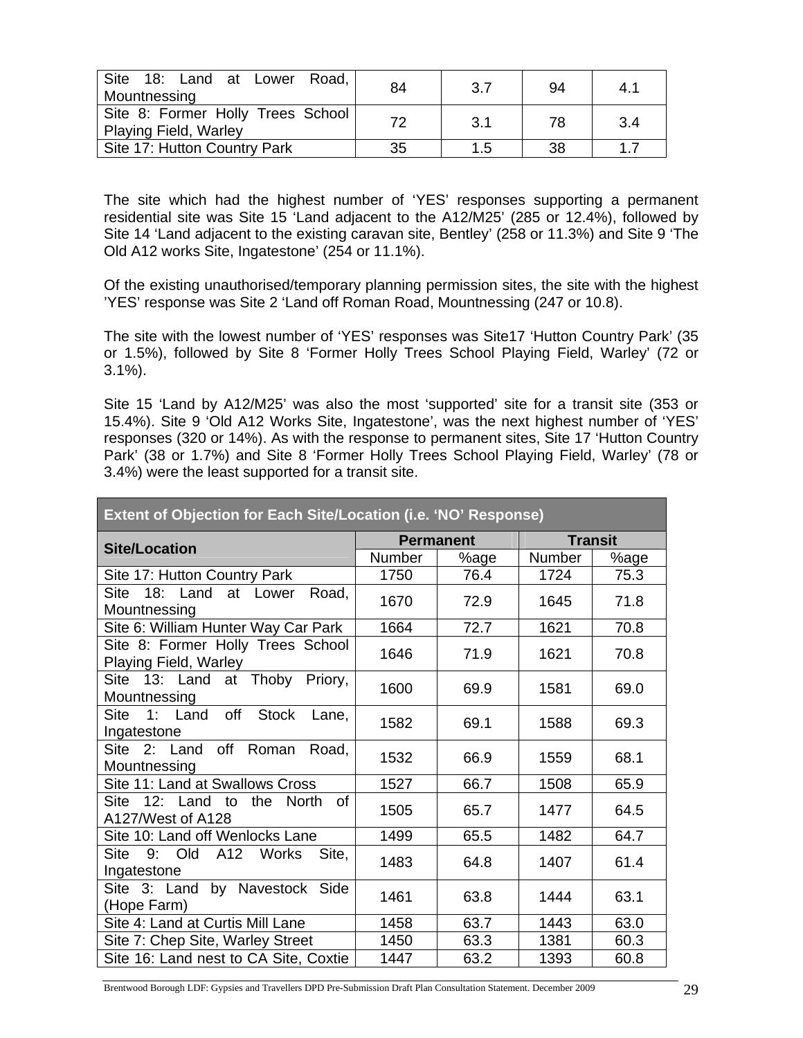| Site 18: Land at Lower Road, Mountnessing | 84 | 3.7 | 94 | 4.1 |
|---|---|---|---|---|
| Site 8: Former Holly Trees School Playing Field, Warley | 72 | 3.1 | 78 | 3.4 |
| Site 17: Hutton Country Park | 35 | 1.5 | 38 | 1.7 |

The site which had the highest number of 'YES' responses supporting a permanent residential site was Site 15 'Land adjacent to the A12/M25' (285 or 12.4%), followed by Site 14 'Land adjacent to the existing caravan site, Bentley' (258 or 11.3%) and Site 9 'The Old A12 works Site, Ingatestone' (254 or 11.1%).

Of the existing unauthorised/temporary planning permission sites, the site with the highest 'YES' response was Site 2 'Land off Roman Road, Mountnessing (247 or 10.8).

The site with the lowest number of 'YES' responses was Site17 'Hutton Country Park' (35 or 1.5%), followed by Site 8 'Former Holly Trees School Playing Field, Warley' (72 or 3.1%).

Site 15 'Land by A12/M25' was also the most 'supported' site for a transit site (353 or 15.4%). Site 9 'Old A12 Works Site, Ingatestone', was the next highest number of 'YES' responses (320 or 14%). As with the response to permanent sites, Site 17 'Hutton Country Park' (38 or 1.7%) and Site 8 'Former Holly Trees School Playing Field, Warley' (78 or 3.4%) were the least supported for a transit site.

| **Extent of Objection for Each Site/Location (i.e. 'NO' Response)** | | | | |
|---|---|---|---|---|
| **Site/Location** | **Permanent** | | **Transit** | |
| | Number | %age | Number | %age |
| Site 17: Hutton Country Park | 1750 | 76.4 | 1724 | 75.3 |
| Site 18: Land at Lower Road, Mountnessing | 1670 | 72.9 | 1645 | 71.8 |
| Site 6: William Hunter Way Car Park | 1664 | 72.7 | 1621 | 70.8 |
| Site 8: Former Holly Trees School Playing Field, Warley | 1646 | 71.9 | 1621 | 70.8 |
| Site 13: Land at Thoby Priory, Mountnessing | 1600 | 69.9 | 1581 | 69.0 |
| Site 1: Land off Stock Lane, Ingatestone | 1582 | 69.1 | 1588 | 69.3 |
| Site 2: Land off Roman Road, Mountnessing | 1532 | 66.9 | 1559 | 68.1 |
| Site 11: Land at Swallows Cross | 1527 | 66.7 | 1508 | 65.9 |
| Site 12: Land to the North of A127/West of A128 | 1505 | 65.7 | 1477 | 64.5 |
| Site 10: Land off Wenlocks Lane | 1499 | 65.5 | 1482 | 64.7 |
| Site 9: Old A12 Works Site, Ingatestone | 1483 | 64.8 | 1407 | 61.4 |
| Site 3: Land by Navestock Side (Hope Farm) | 1461 | 63.8 | 1444 | 63.1 |
| Site 4: Land at Curtis Mill Lane | 1458 | 63.7 | 1443 | 63.0 |
| Site 7: Chep Site, Warley Street | 1450 | 63.3 | 1381 | 60.3 |
| Site 16: Land nest to CA Site, Coxtie | 1447 | 63.2 | 1393 | 60.8 |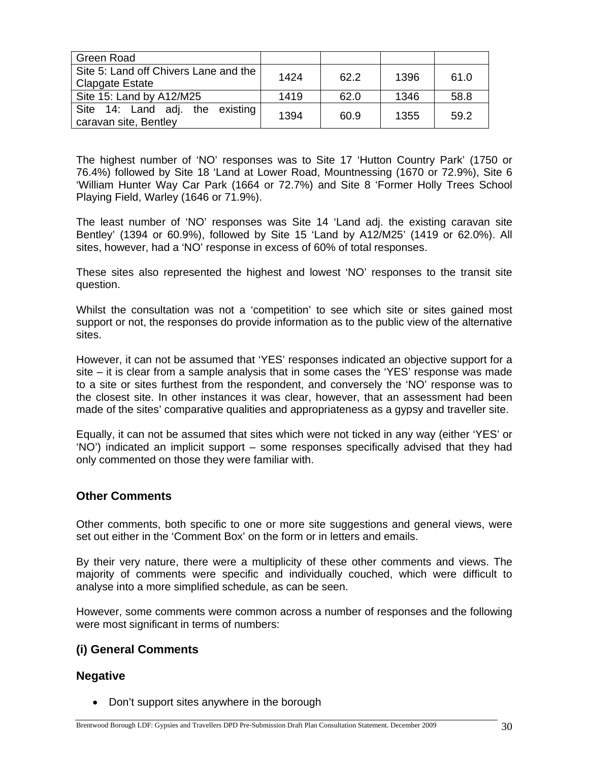| Green Road | | | | |
|---|---|---|---|---|
| Site 5: Land off Chivers Lane and the Clapgate Estate | 1424 | 62.2 | 1396 | 61.0 |
| Site 15: Land by A12/M25 | 1419 | 62.0 | 1346 | 58.8 |
| Site 14: Land adj. the existing caravan site, Bentley | 1394 | 60.9 | 1355 | 59.2 |

The highest number of 'NO' responses was to Site 17 'Hutton Country Park' (1750 or 76.4%) followed by Site 18 'Land at Lower Road, Mountnessing (1670 or 72.9%), Site 6 'William Hunter Way Car Park (1664 or 72.7%) and Site 8 'Former Holly Trees School Playing Field, Warley (1646 or 71.9%).

The least number of 'NO' responses was Site 14 'Land adj. the existing caravan site Bentley' (1394 or 60.9%), followed by Site 15 'Land by A12/M25' (1419 or 62.0%). All sites, however, had a 'NO' response in excess of 60% of total responses.

These sites also represented the highest and lowest 'NO' responses to the transit site question.

Whilst the consultation was not a 'competition' to see which site or sites gained most support or not, the responses do provide information as to the public view of the alternative sites.

However, it can not be assumed that 'YES' responses indicated an objective support for a site – it is clear from a sample analysis that in some cases the 'YES' response was made to a site or sites furthest from the respondent, and conversely the 'NO' response was to the closest site. In other instances it was clear, however, that an assessment had been made of the sites' comparative qualities and appropriateness as a gypsy and traveller site.

Equally, it can not be assumed that sites which were not ticked in any way (either 'YES' or 'NO') indicated an implicit support – some responses specifically advised that they had only commented on those they were familiar with.

## Other Comments

Other comments, both specific to one or more site suggestions and general views, were set out either in the 'Comment Box' on the form or in letters and emails.

By their very nature, there were a multiplicity of these other comments and views. The majority of comments were specific and individually couched, which were difficult to analyse into a more simplified schedule, as can be seen.

However, some comments were common across a number of responses and the following were most significant in terms of numbers:

### (i) General Comments

### Negative

- Don't support sites anywhere in the borough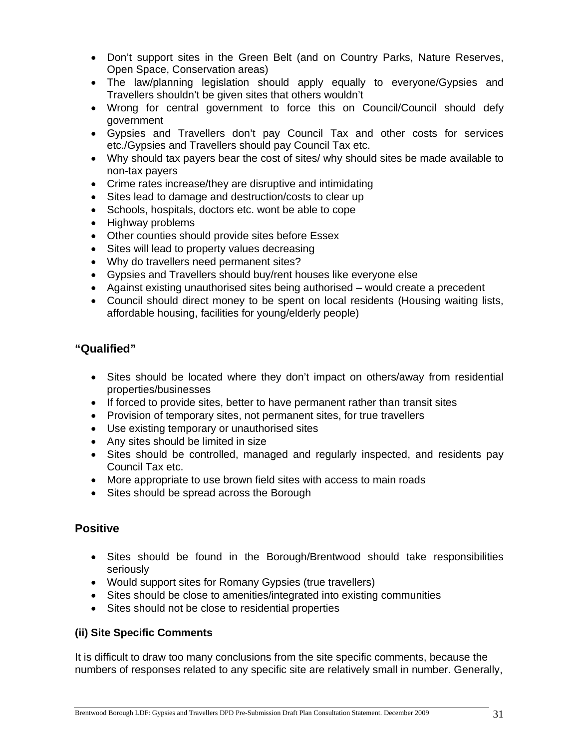- Don't support sites in the Green Belt (and on Country Parks, Nature Reserves, Open Space, Conservation areas)
- The law/planning legislation should apply equally to everyone/Gypsies and Travellers shouldn't be given sites that others wouldn't
- Wrong for central government to force this on Council/Council should defy government
- Gypsies and Travellers don't pay Council Tax and other costs for services etc./Gypsies and Travellers should pay Council Tax etc.
- Why should tax payers bear the cost of sites/ why should sites be made available to non-tax payers
- Crime rates increase/they are disruptive and intimidating
- Sites lead to damage and destruction/costs to clear up
- Schools, hospitals, doctors etc. wont be able to cope
- Highway problems
- Other counties should provide sites before Essex
- Sites will lead to property values decreasing
- Why do travellers need permanent sites?
- Gypsies and Travellers should buy/rent houses like everyone else
- Against existing unauthorised sites being authorised – would create a precedent
- Council should direct money to be spent on local residents (Housing waiting lists, affordable housing, facilities for young/elderly people)

## "Qualified"

- Sites should be located where they don't impact on others/away from residential properties/businesses
- If forced to provide sites, better to have permanent rather than transit sites
- Provision of temporary sites, not permanent sites, for true travellers
- Use existing temporary or unauthorised sites
- Any sites should be limited in size
- Sites should be controlled, managed and regularly inspected, and residents pay Council Tax etc.
- More appropriate to use brown field sites with access to main roads
- Sites should be spread across the Borough

## Positive

- Sites should be found in the Borough/Brentwood should take responsibilities seriously
- Would support sites for Romany Gypsies (true travellers)
- Sites should be close to amenities/integrated into existing communities
- Sites should not be close to residential properties

### (ii) Site Specific Comments

It is difficult to draw too many conclusions from the site specific comments, because the numbers of responses related to any specific site are relatively small in number. Generally,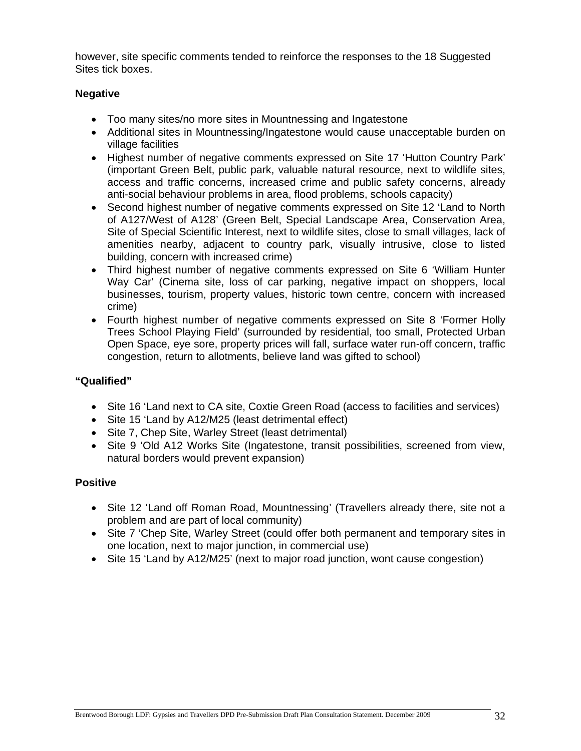however, site specific comments tended to reinforce the responses to the 18 Suggested Sites tick boxes.

**Negative**

- Too many sites/no more sites in Mountnessing and Ingatestone
- Additional sites in Mountnessing/Ingatestone would cause unacceptable burden on village facilities
- Highest number of negative comments expressed on Site 17 'Hutton Country Park' (important Green Belt, public park, valuable natural resource, next to wildlife sites, access and traffic concerns, increased crime and public safety concerns, already anti-social behaviour problems in area, flood problems, schools capacity)
- Second highest number of negative comments expressed on Site 12 'Land to North of A127/West of A128' (Green Belt, Special Landscape Area, Conservation Area, Site of Special Scientific Interest, next to wildlife sites, close to small villages, lack of amenities nearby, adjacent to country park, visually intrusive, close to listed building, concern with increased crime)
- Third highest number of negative comments expressed on Site 6 'William Hunter Way Car' (Cinema site, loss of car parking, negative impact on shoppers, local businesses, tourism, property values, historic town centre, concern with increased crime)
- Fourth highest number of negative comments expressed on Site 8 'Former Holly Trees School Playing Field' (surrounded by residential, too small, Protected Urban Open Space, eye sore, property prices will fall, surface water run-off concern, traffic congestion, return to allotments, believe land was gifted to school)

**"Qualified"**

- Site 16 'Land next to CA site, Coxtie Green Road (access to facilities and services)
- Site 15 'Land by A12/M25 (least detrimental effect)
- Site 7, Chep Site, Warley Street (least detrimental)
- Site 9 'Old A12 Works Site (Ingatestone, transit possibilities, screened from view, natural borders would prevent expansion)

**Positive**

- Site 12 'Land off Roman Road, Mountnessing' (Travellers already there, site not a problem and are part of local community)
- Site 7 'Chep Site, Warley Street (could offer both permanent and temporary sites in one location, next to major junction, in commercial use)
- Site 15 'Land by A12/M25' (next to major road junction, wont cause congestion)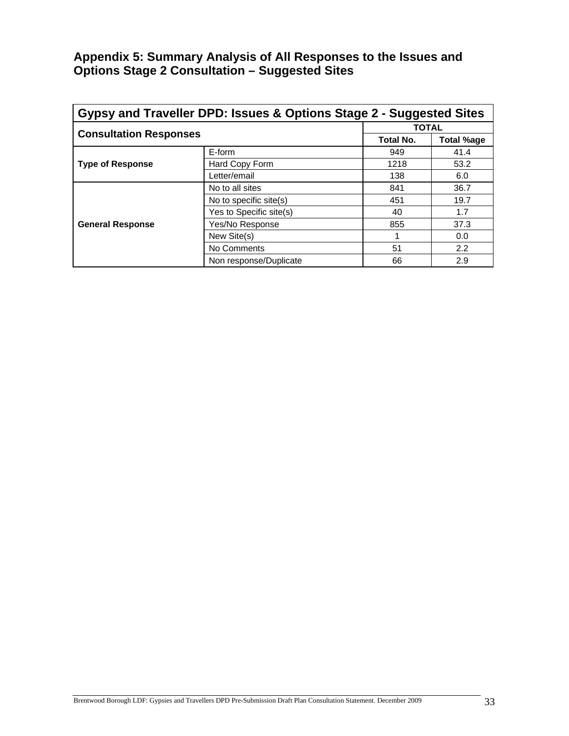## Appendix 5: Summary Analysis of All Responses to the Issues and Options Stage 2 Consultation – Suggested Sites

| Gypsy and Traveller DPD: Issues & Options Stage 2 - Suggested Sites | | | |
|---|---|---|---|
| **Consultation Responses** | | **TOTAL** | |
| | | **Total No.** | **Total %age** |
| **Type of Response** | E-form | 949 | 41.4 |
| | Hard Copy Form | 1218 | 53.2 |
| | Letter/email | 138 | 6.0 |
| **General Response** | No to all sites | 841 | 36.7 |
| | No to specific site(s) | 451 | 19.7 |
| | Yes to Specific site(s) | 40 | 1.7 |
| | Yes/No Response | 855 | 37.3 |
| | New Site(s) | 1 | 0.0 |
| | No Comments | 51 | 2.2 |
| | Non response/Duplicate | 66 | 2.9 |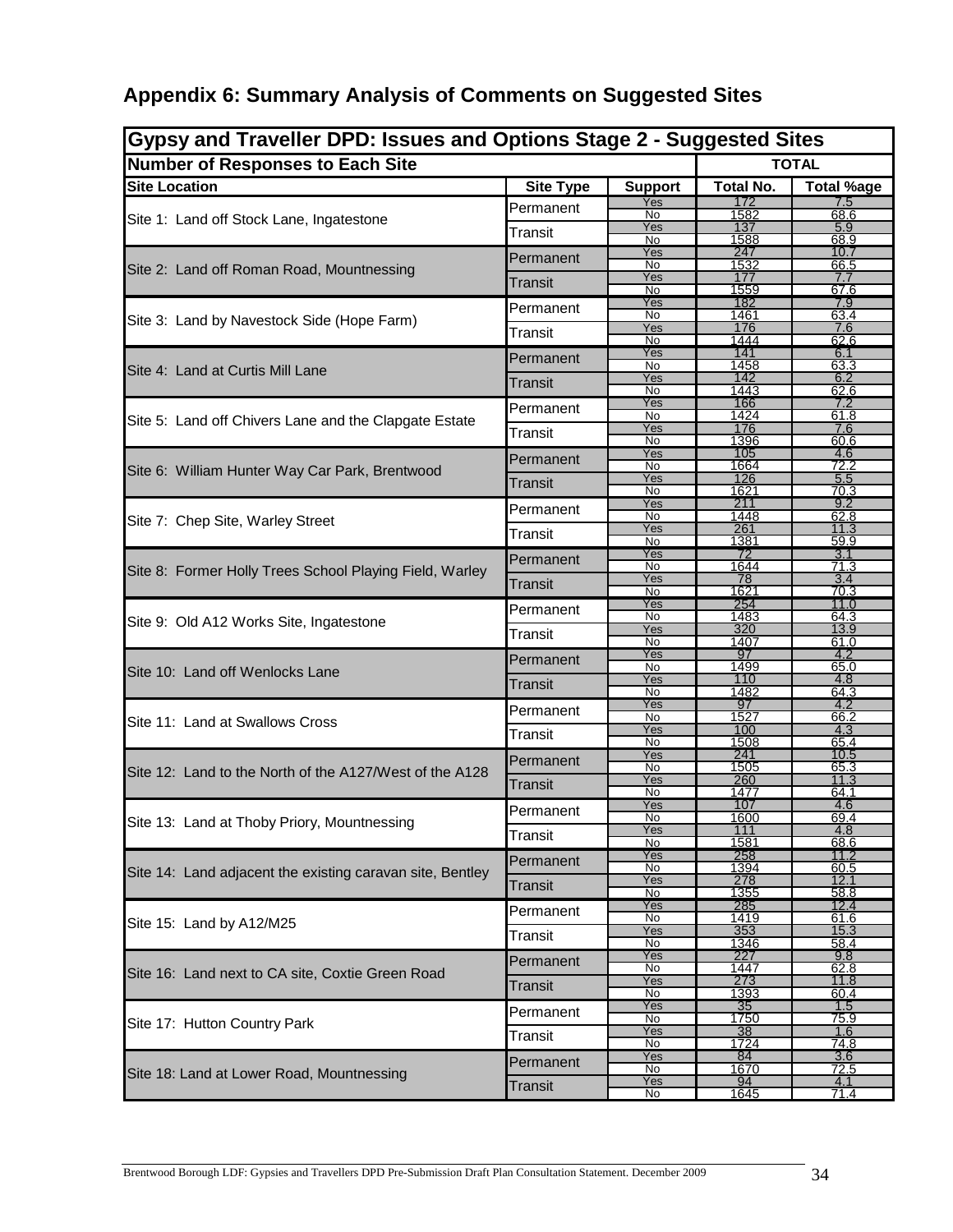## Appendix 6: Summary Analysis of Comments on Suggested Sites

| Gypsy and Traveller DPD: Issues and Options Stage 2 - Suggested Sites | | | | |
|---|---|---|---|---|
| **Number of Responses to Each Site** | | | **TOTAL** | |
| **Site Location** | **Site Type** | **Support** | **Total No.** | **Total %age** |
| Site 1: Land off Stock Lane, Ingatestone | Permanent | Yes | 172 | 7.5 |
| | | No | 1582 | 68.6 |
| | Transit | Yes | 137 | 5.9 |
| | | No | 1588 | 68.9 |
| Site 2: Land off Roman Road, Mountnessing | Permanent | Yes | 247 | 10.7 |
| | | No | 1532 | 66.5 |
| | Transit | Yes | 177 | 7.7 |
| | | No | 1559 | 67.6 |
| Site 3: Land by Navestock Side (Hope Farm) | Permanent | Yes | 182 | 7.9 |
| | | No | 1461 | 63.4 |
| | Transit | Yes | 176 | 7.6 |
| | | No | 1444 | 62.6 |
| Site 4: Land at Curtis Mill Lane | Permanent | Yes | 141 | 6.1 |
| | | No | 1458 | 63.3 |
| | Transit | Yes | 142 | 6.2 |
| | | No | 1443 | 62.6 |
| Site 5: Land off Chivers Lane and the Clapgate Estate | Permanent | Yes | 166 | 7.2 |
| | | No | 1424 | 61.8 |
| | Transit | Yes | 176 | 7.6 |
| | | No | 1396 | 60.6 |
| Site 6: William Hunter Way Car Park, Brentwood | Permanent | Yes | 105 | 4.6 |
| | | No | 1664 | 72.2 |
| | Transit | Yes | 126 | 5.5 |
| | | No | 1621 | 70.3 |
| Site 7: Chep Site, Warley Street | Permanent | Yes | 211 | 9.2 |
| | | No | 1448 | 62.8 |
| | Transit | Yes | 261 | 11.3 |
| | | No | 1381 | 59.9 |
| Site 8: Former Holly Trees School Playing Field, Warley | Permanent | Yes | 72 | 3.1 |
| | | No | 1644 | 71.3 |
| | Transit | Yes | 78 | 3.4 |
| | | No | 1621 | 70.3 |
| Site 9: Old A12 Works Site, Ingatestone | Permanent | Yes | 254 | 11.0 |
| | | No | 1483 | 64.3 |
| | Transit | Yes | 320 | 13.9 |
| | | No | 1407 | 61.0 |
| Site 10: Land off Wenlocks Lane | Permanent | Yes | 97 | 4.2 |
| | | No | 1499 | 65.0 |
| | Transit | Yes | 110 | 4.8 |
| | | No | 1482 | 64.3 |
| Site 11: Land at Swallows Cross | Permanent | Yes | 97 | 4.2 |
| | | No | 1527 | 66.2 |
| | Transit | Yes | 100 | 4.3 |
| | | No | 1508 | 65.4 |
| Site 12: Land to the North of the A127/West of the A128 | Permanent | Yes | 241 | 10.5 |
| | | No | 1505 | 65.3 |
| | Transit | Yes | 260 | 11.3 |
| | | No | 1477 | 64.1 |
| Site 13: Land at Thoby Priory, Mountnessing | Permanent | Yes | 107 | 4.6 |
| | | No | 1600 | 69.4 |
| | Transit | Yes | 111 | 4.8 |
| | | No | 1581 | 68.6 |
| Site 14: Land adjacent the existing caravan site, Bentley | Permanent | Yes | 258 | 11.2 |
| | | No | 1394 | 60.5 |
| | Transit | Yes | 278 | 12.1 |
| | | No | 1355 | 58.8 |
| Site 15: Land by A12/M25 | Permanent | Yes | 285 | 12.4 |
| | | No | 1419 | 61.6 |
| | Transit | Yes | 353 | 15.3 |
| | | No | 1346 | 58.4 |
| Site 16: Land next to CA site, Coxtie Green Road | Permanent | Yes | 227 | 9.8 |
| | | No | 1447 | 62.8 |
| | Transit | Yes | 273 | 11.8 |
| | | No | 1393 | 60.4 |
| Site 17: Hutton Country Park | Permanent | Yes | 35 | 1.5 |
| | | No | 1750 | 75.9 |
| | Transit | Yes | 38 | 1.6 |
| | | No | 1724 | 74.8 |
| Site 18: Land at Lower Road, Mountnessing | Permanent | Yes | 84 | 3.6 |
| | | No | 1670 | 72.5 |
| | Transit | Yes | 94 | 4.1 |
| | | No | 1645 | 71.4 |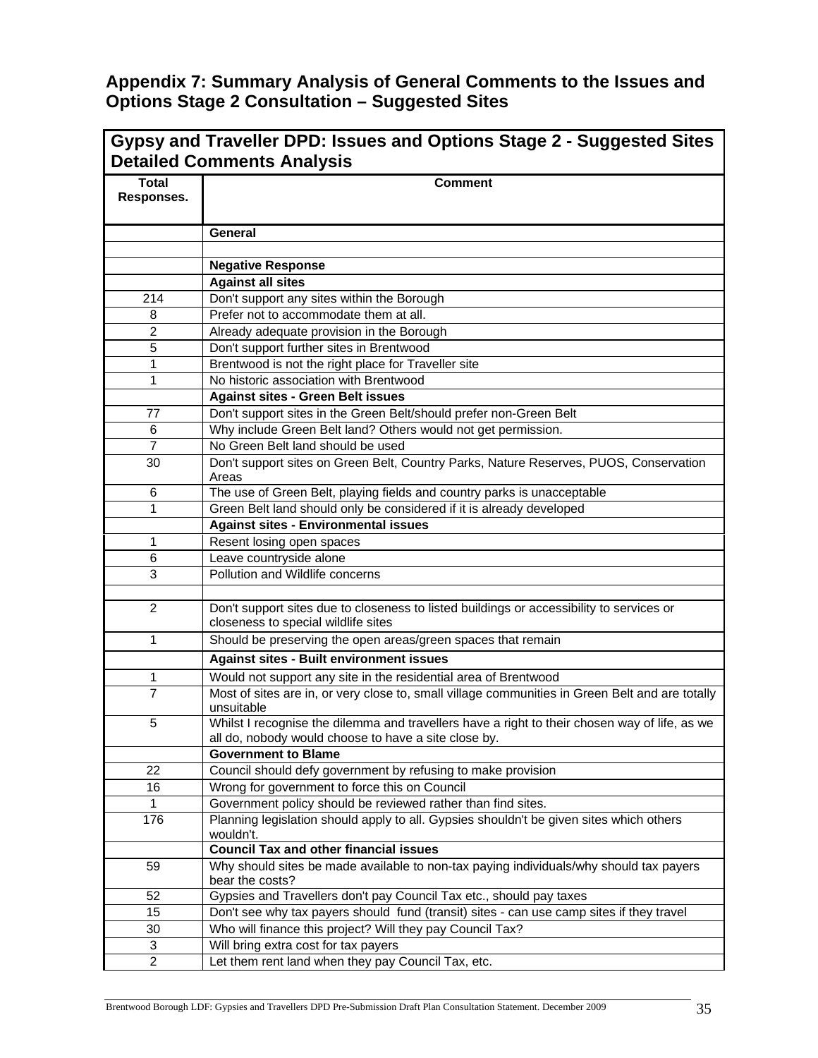## Appendix 7: Summary Analysis of General Comments to the Issues and Options Stage 2 Consultation – Suggested Sites

| **Gypsy and Traveller DPD: Issues and Options Stage 2 - Suggested Sites Detailed Comments Analysis** | |
|---|---|
| **Total Responses.** | **Comment** |
| | **General** |
| | |
| | **Negative Response** |
| | **Against all sites** |
| 214 | Don't support any sites within the Borough |
| 8 | Prefer not to accommodate them at all. |
| 2 | Already adequate provision in the Borough |
| 5 | Don't support further sites in Brentwood |
| 1 | Brentwood is not the right place for Traveller site |
| 1 | No historic association with Brentwood |
| | **Against sites - Green Belt issues** |
| 77 | Don't support sites in the Green Belt/should prefer non-Green Belt |
| 6 | Why include Green Belt land? Others would not get permission. |
| 7 | No Green Belt land should be used |
| 30 | Don't support sites on Green Belt, Country Parks, Nature Reserves, PUOS, Conservation Areas |
| 6 | The use of Green Belt, playing fields and country parks is unacceptable |
| 1 | Green Belt land should only be considered if it is already developed |
| | **Against sites - Environmental issues** |
| 1 | Resent losing open spaces |
| 6 | Leave countryside alone |
| 3 | Pollution and Wildlife concerns |
| | |
| 2 | Don't support sites due to closeness to listed buildings or accessibility to services or closeness to special wildlife sites |
| 1 | Should be preserving the open areas/green spaces that remain |
| | **Against sites - Built environment issues** |
| 1 | Would not support any site in the residential area of Brentwood |
| 7 | Most of sites are in, or very close to, small village communities in Green Belt and are totally unsuitable |
| 5 | Whilst I recognise the dilemma and travellers have a right to their chosen way of life, as we all do, nobody would choose to have a site close by. |
| | **Government to Blame** |
| 22 | Council should defy government by refusing to make provision |
| 16 | Wrong for government to force this on Council |
| 1 | Government policy should be reviewed rather than find sites. |
| 176 | Planning legislation should apply to all. Gypsies shouldn't be given sites which others wouldn't. |
| | **Council Tax and other financial issues** |
| 59 | Why should sites be made available to non-tax paying individuals/why should tax payers bear the costs? |
| 52 | Gypsies and Travellers don't pay Council Tax etc., should pay taxes |
| 15 | Don't see why tax payers should fund (transit) sites - can use camp sites if they travel |
| 30 | Who will finance this project? Will they pay Council Tax? |
| 3 | Will bring extra cost for tax payers |
| 2 | Let them rent land when they pay Council Tax, etc. |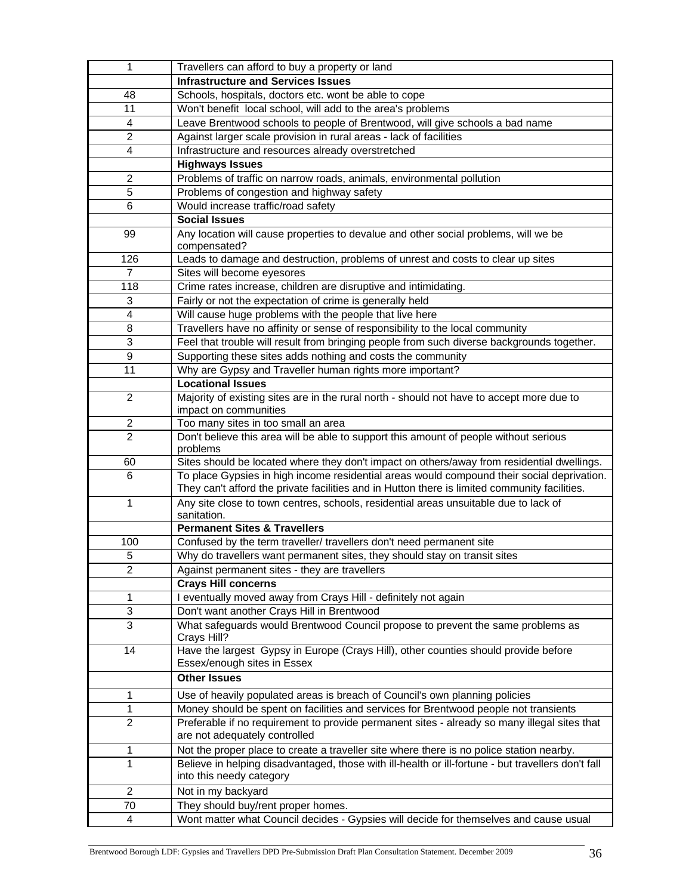| | |
|---|---|
| 1 | Travellers can afford to buy a property or land |
| | **Infrastructure and Services Issues** |
| 48 | Schools, hospitals, doctors etc. wont be able to cope |
| 11 | Won't benefit local school, will add to the area's problems |
| 4 | Leave Brentwood schools to people of Brentwood, will give schools a bad name |
| 2 | Against larger scale provision in rural areas - lack of facilities |
| 4 | Infrastructure and resources already overstretched |
| | **Highways Issues** |
| 2 | Problems of traffic on narrow roads, animals, environmental pollution |
| 5 | Problems of congestion and highway safety |
| 6 | Would increase traffic/road safety |
| | **Social Issues** |
| 99 | Any location will cause properties to devalue and other social problems, will we be compensated? |
| 126 | Leads to damage and destruction, problems of unrest and costs to clear up sites |
| 7 | Sites will become eyesores |
| 118 | Crime rates increase, children are disruptive and intimidating. |
| 3 | Fairly or not the expectation of crime is generally held |
| 4 | Will cause huge problems with the people that live here |
| 8 | Travellers have no affinity or sense of responsibility to the local community |
| 3 | Feel that trouble will result from bringing people from such diverse backgrounds together. |
| 9 | Supporting these sites adds nothing and costs the community |
| 11 | Why are Gypsy and Traveller human rights more important? |
| | **Locational Issues** |
| 2 | Majority of existing sites are in the rural north - should not have to accept more due to impact on communities |
| 2 | Too many sites in too small an area |
| 2 | Don't believe this area will be able to support this amount of people without serious problems |
| 60 | Sites should be located where they don't impact on others/away from residential dwellings. |
| 6 | To place Gypsies in high income residential areas would compound their social deprivation. They can't afford the private facilities and in Hutton there is limited community facilities. |
| 1 | Any site close to town centres, schools, residential areas unsuitable due to lack of sanitation. |
| | **Permanent Sites & Travellers** |
| 100 | Confused by the term traveller/ travellers don't need permanent site |
| 5 | Why do travellers want permanent sites, they should stay on transit sites |
| 2 | Against permanent sites - they are travellers |
| | **Crays Hill concerns** |
| 1 | I eventually moved away from Crays Hill - definitely not again |
| 3 | Don't want another Crays Hill in Brentwood |
| 3 | What safeguards would Brentwood Council propose to prevent the same problems as Crays Hill? |
| 14 | Have the largest Gypsy in Europe (Crays Hill), other counties should provide before Essex/enough sites in Essex |
| | **Other Issues** |
| 1 | Use of heavily populated areas is breach of Council's own planning policies |
| 1 | Money should be spent on facilities and services for Brentwood people not transients |
| 2 | Preferable if no requirement to provide permanent sites - already so many illegal sites that are not adequately controlled |
| 1 | Not the proper place to create a traveller site where there is no police station nearby. |
| 1 | Believe in helping disadvantaged, those with ill-health or ill-fortune - but travellers don't fall into this needy category |
| 2 | Not in my backyard |
| 70 | They should buy/rent proper homes. |
| 4 | Wont matter what Council decides - Gypsies will decide for themselves and cause usual |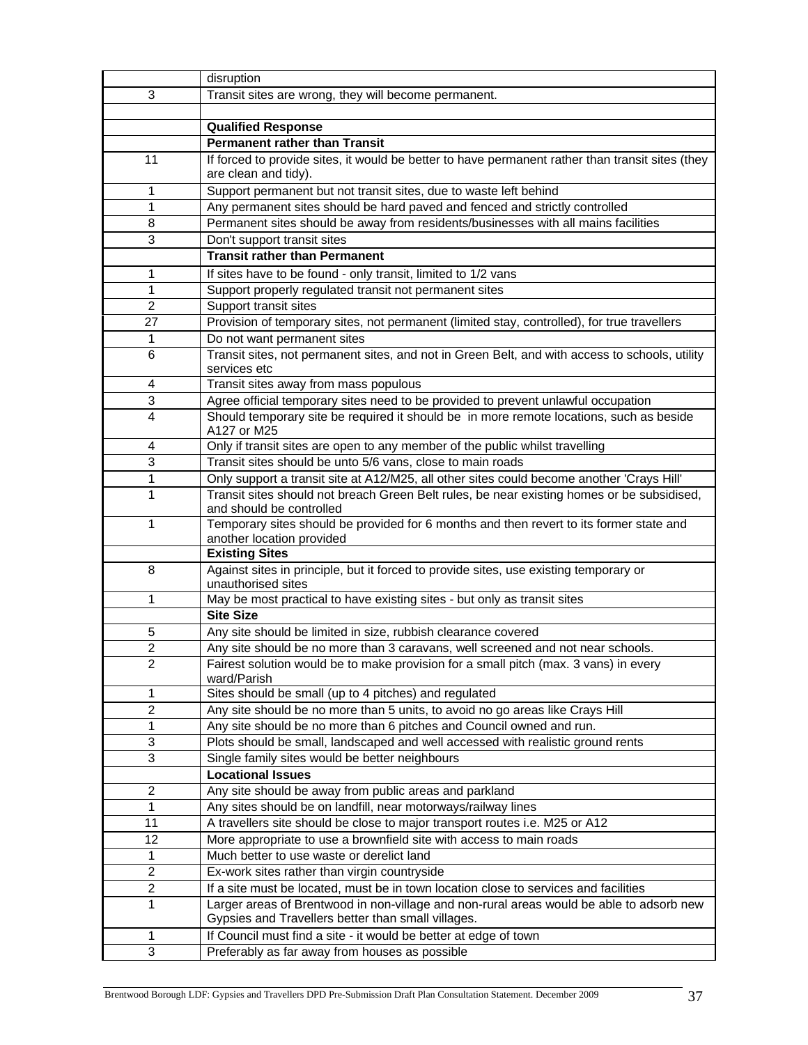| | |
|---|---|
| | disruption |
| 3 | Transit sites are wrong, they will become permanent. |
| | |
| | **Qualified Response** |
| | **Permanent rather than Transit** |
| 11 | If forced to provide sites, it would be better to have permanent rather than transit sites (they are clean and tidy). |
| 1 | Support permanent but not transit sites, due to waste left behind |
| 1 | Any permanent sites should be hard paved and fenced and strictly controlled |
| 8 | Permanent sites should be away from residents/businesses with all mains facilities |
| 3 | Don't support transit sites |
| | **Transit rather than Permanent** |
| 1 | If sites have to be found - only transit, limited to 1/2 vans |
| 1 | Support properly regulated transit not permanent sites |
| 2 | Support transit sites |
| 27 | Provision of temporary sites, not permanent (limited stay, controlled), for true travellers |
| 1 | Do not want permanent sites |
| 6 | Transit sites, not permanent sites, and not in Green Belt, and with access to schools, utility services etc |
| 4 | Transit sites away from mass populous |
| 3 | Agree official temporary sites need to be provided to prevent unlawful occupation |
| 4 | Should temporary site be required it should be in more remote locations, such as beside A127 or M25 |
| 4 | Only if transit sites are open to any member of the public whilst travelling |
| 3 | Transit sites should be unto 5/6 vans, close to main roads |
| 1 | Only support a transit site at A12/M25, all other sites could become another 'Crays Hill' |
| 1 | Transit sites should not breach Green Belt rules, be near existing homes or be subsidised, and should be controlled |
| 1 | Temporary sites should be provided for 6 months and then revert to its former state and another location provided |
| | **Existing Sites** |
| 8 | Against sites in principle, but it forced to provide sites, use existing temporary or unauthorised sites |
| 1 | May be most practical to have existing sites - but only as transit sites |
| | **Site Size** |
| 5 | Any site should be limited in size, rubbish clearance covered |
| 2 | Any site should be no more than 3 caravans, well screened and not near schools. |
| 2 | Fairest solution would be to make provision for a small pitch (max. 3 vans) in every ward/Parish |
| 1 | Sites should be small (up to 4 pitches) and regulated |
| 2 | Any site should be no more than 5 units, to avoid no go areas like Crays Hill |
| 1 | Any site should be no more than 6 pitches and Council owned and run. |
| 3 | Plots should be small, landscaped and well accessed with realistic ground rents |
| 3 | Single family sites would be better neighbours |
| | **Locational Issues** |
| 2 | Any site should be away from public areas and parkland |
| 1 | Any sites should be on landfill, near motorways/railway lines |
| 11 | A travellers site should be close to major transport routes i.e. M25 or A12 |
| 12 | More appropriate to use a brownfield site with access to main roads |
| 1 | Much better to use waste or derelict land |
| 2 | Ex-work sites rather than virgin countryside |
| 2 | If a site must be located, must be in town location close to services and facilities |
| 1 | Larger areas of Brentwood in non-village and non-rural areas would be able to adsorb new Gypsies and Travellers better than small villages. |
| 1 | If Council must find a site - it would be better at edge of town |
| 3 | Preferably as far away from houses as possible |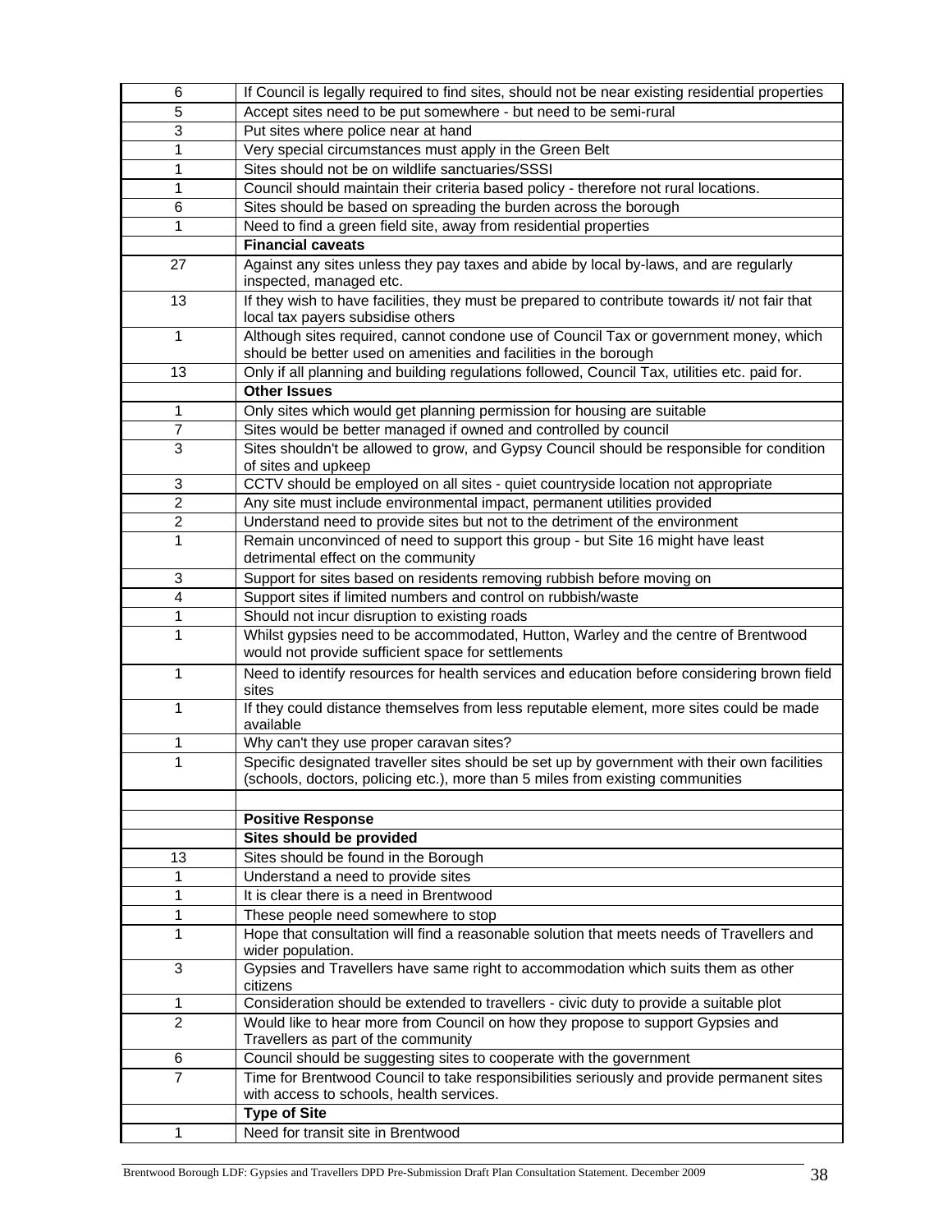| | |
|---|---|
| 6 | If Council is legally required to find sites, should not be near existing residential properties |
| 5 | Accept sites need to be put somewhere - but need to be semi-rural |
| 3 | Put sites where police near at hand |
| 1 | Very special circumstances must apply in the Green Belt |
| 1 | Sites should not be on wildlife sanctuaries/SSSI |
| 1 | Council should maintain their criteria based policy - therefore not rural locations. |
| 6 | Sites should be based on spreading the burden across the borough |
| 1 | Need to find a green field site, away from residential properties |
| | **Financial caveats** |
| 27 | Against any sites unless they pay taxes and abide by local by-laws, and are regularly inspected, managed etc. |
| 13 | If they wish to have facilities, they must be prepared to contribute towards it/ not fair that local tax payers subsidise others |
| 1 | Although sites required, cannot condone use of Council Tax or government money, which should be better used on amenities and facilities in the borough |
| 13 | Only if all planning and building regulations followed, Council Tax, utilities etc. paid for. |
| | **Other Issues** |
| 1 | Only sites which would get planning permission for housing are suitable |
| 7 | Sites would be better managed if owned and controlled by council |
| 3 | Sites shouldn't be allowed to grow, and Gypsy Council should be responsible for condition of sites and upkeep |
| 3 | CCTV should be employed on all sites - quiet countryside location not appropriate |
| 2 | Any site must include environmental impact, permanent utilities provided |
| 2 | Understand need to provide sites but not to the detriment of the environment |
| 1 | Remain unconvinced of need to support this group - but Site 16 might have least detrimental effect on the community |
| 3 | Support for sites based on residents removing rubbish before moving on |
| 4 | Support sites if limited numbers and control on rubbish/waste |
| 1 | Should not incur disruption to existing roads |
| 1 | Whilst gypsies need to be accommodated, Hutton, Warley and the centre of Brentwood would not provide sufficient space for settlements |
| 1 | Need to identify resources for health services and education before considering brown field sites |
| 1 | If they could distance themselves from less reputable element, more sites could be made available |
| 1 | Why can't they use proper caravan sites? |
| 1 | Specific designated traveller sites should be set up by government with their own facilities (schools, doctors, policing etc.), more than 5 miles from existing communities |
| | |
| | **Positive Response** |
| | **Sites should be provided** |
| 13 | Sites should be found in the Borough |
| 1 | Understand a need to provide sites |
| 1 | It is clear there is a need in Brentwood |
| 1 | These people need somewhere to stop |
| 1 | Hope that consultation will find a reasonable solution that meets needs of Travellers and wider population. |
| 3 | Gypsies and Travellers have same right to accommodation which suits them as other citizens |
| 1 | Consideration should be extended to travellers - civic duty to provide a suitable plot |
| 2 | Would like to hear more from Council on how they propose to support Gypsies and Travellers as part of the community |
| 6 | Council should be suggesting sites to cooperate with the government |
| 7 | Time for Brentwood Council to take responsibilities seriously and provide permanent sites with access to schools, health services. |
| | **Type of Site** |
| 1 | Need for transit site in Brentwood |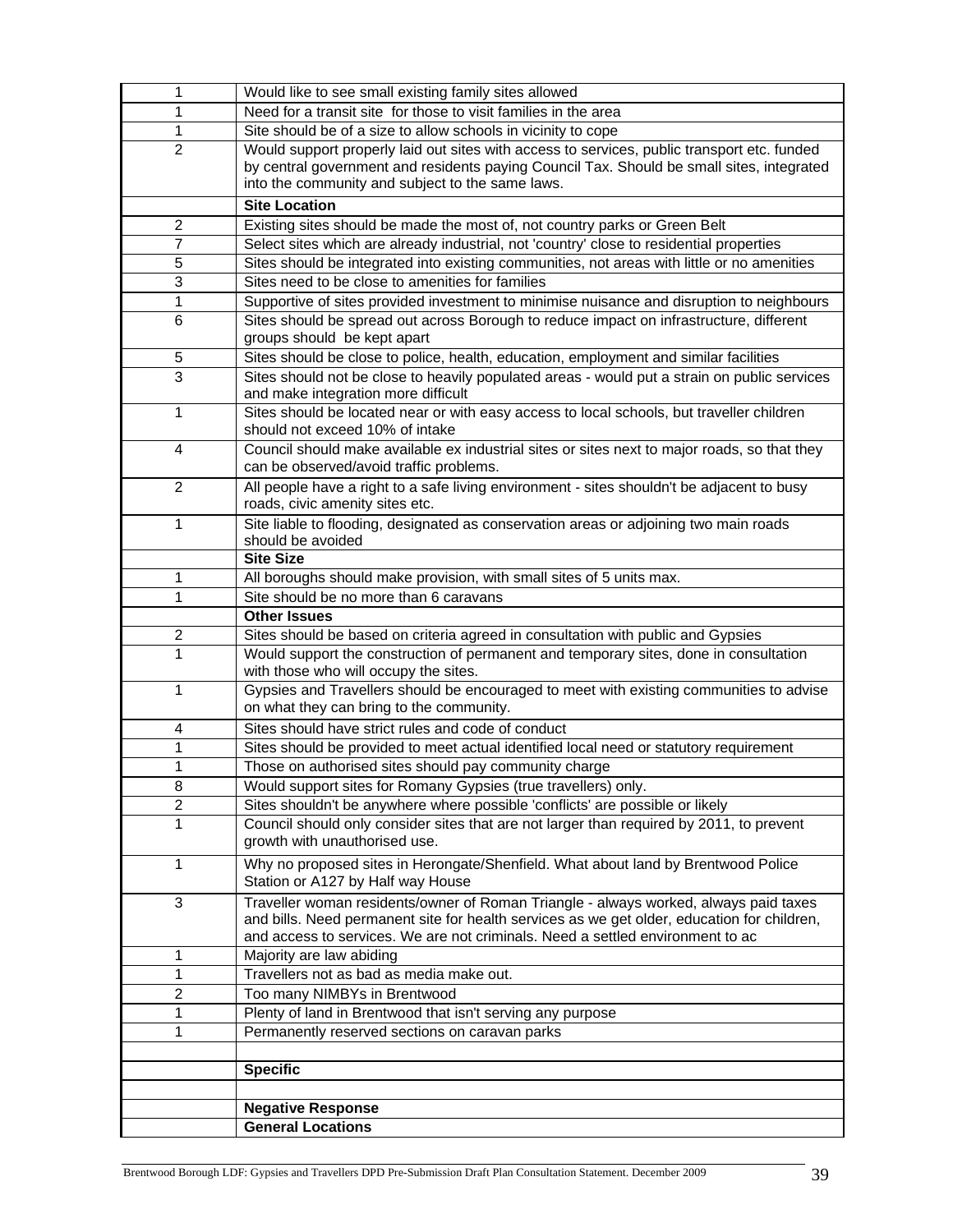| | |
|---|---|
| 1 | Would like to see small existing family sites allowed |
| 1 | Need for a transit site for those to visit families in the area |
| 1 | Site should be of a size to allow schools in vicinity to cope |
| 2 | Would support properly laid out sites with access to services, public transport etc. funded by central government and residents paying Council Tax. Should be small sites, integrated into the community and subject to the same laws. |
| | **Site Location** |
| 2 | Existing sites should be made the most of, not country parks or Green Belt |
| 7 | Select sites which are already industrial, not 'country' close to residential properties |
| 5 | Sites should be integrated into existing communities, not areas with little or no amenities |
| 3 | Sites need to be close to amenities for families |
| 1 | Supportive of sites provided investment to minimise nuisance and disruption to neighbours |
| 6 | Sites should be spread out across Borough to reduce impact on infrastructure, different groups should be kept apart |
| 5 | Sites should be close to police, health, education, employment and similar facilities |
| 3 | Sites should not be close to heavily populated areas - would put a strain on public services and make integration more difficult |
| 1 | Sites should be located near or with easy access to local schools, but traveller children should not exceed 10% of intake |
| 4 | Council should make available ex industrial sites or sites next to major roads, so that they can be observed/avoid traffic problems. |
| 2 | All people have a right to a safe living environment - sites shouldn't be adjacent to busy roads, civic amenity sites etc. |
| 1 | Site liable to flooding, designated as conservation areas or adjoining two main roads should be avoided |
| | **Site Size** |
| 1 | All boroughs should make provision, with small sites of 5 units max. |
| 1 | Site should be no more than 6 caravans |
| | **Other Issues** |
| 2 | Sites should be based on criteria agreed in consultation with public and Gypsies |
| 1 | Would support the construction of permanent and temporary sites, done in consultation with those who will occupy the sites. |
| 1 | Gypsies and Travellers should be encouraged to meet with existing communities to advise on what they can bring to the community. |
| 4 | Sites should have strict rules and code of conduct |
| 1 | Sites should be provided to meet actual identified local need or statutory requirement |
| 1 | Those on authorised sites should pay community charge |
| 8 | Would support sites for Romany Gypsies (true travellers) only. |
| 2 | Sites shouldn't be anywhere where possible 'conflicts' are possible or likely |
| 1 | Council should only consider sites that are not larger than required by 2011, to prevent growth with unauthorised use. |
| 1 | Why no proposed sites in Herongate/Shenfield. What about land by Brentwood Police Station or A127 by Half way House |
| 3 | Traveller woman residents/owner of Roman Triangle - always worked, always paid taxes and bills. Need permanent site for health services as we get older, education for children, and access to services. We are not criminals. Need a settled environment to ac |
| 1 | Majority are law abiding |
| 1 | Travellers not as bad as media make out. |
| 2 | Too many NIMBYs in Brentwood |
| 1 | Plenty of land in Brentwood that isn't serving any purpose |
| 1 | Permanently reserved sections on caravan parks |
| | |
| | **Specific** |
| | |
| | **Negative Response** |
| | **General Locations** |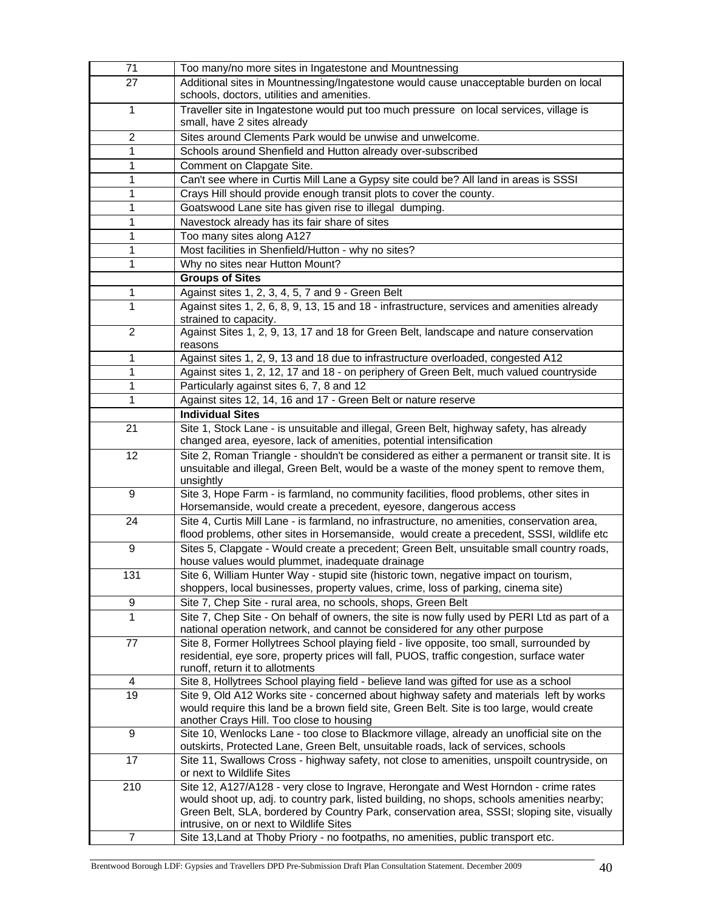| | |
|---|---|
| 71 | Too many/no more sites in Ingatestone and Mountnessing |
| 27 | Additional sites in Mountnessing/Ingatestone would cause unacceptable burden on local schools, doctors, utilities and amenities. |
| 1 | Traveller site in Ingatestone would put too much pressure on local services, village is small, have 2 sites already |
| 2 | Sites around Clements Park would be unwise and unwelcome. |
| 1 | Schools around Shenfield and Hutton already over-subscribed |
| 1 | Comment on Clapgate Site. |
| 1 | Can't see where in Curtis Mill Lane a Gypsy site could be? All land in areas is SSSI |
| 1 | Crays Hill should provide enough transit plots to cover the county. |
| 1 | Goatswood Lane site has given rise to illegal dumping. |
| 1 | Navestock already has its fair share of sites |
| 1 | Too many sites along A127 |
| 1 | Most facilities in Shenfield/Hutton - why no sites? |
| 1 | Why no sites near Hutton Mount? |
| | **Groups of Sites** |
| 1 | Against sites 1, 2, 3, 4, 5, 7 and 9 - Green Belt |
| 1 | Against sites 1, 2, 6, 8, 9, 13, 15 and 18 - infrastructure, services and amenities already strained to capacity. |
| 2 | Against Sites 1, 2, 9, 13, 17 and 18 for Green Belt, landscape and nature conservation reasons |
| 1 | Against sites 1, 2, 9, 13 and 18 due to infrastructure overloaded, congested A12 |
| 1 | Against sites 1, 2, 12, 17 and 18 - on periphery of Green Belt, much valued countryside |
| 1 | Particularly against sites 6, 7, 8 and 12 |
| 1 | Against sites 12, 14, 16 and 17 - Green Belt or nature reserve |
| | **Individual Sites** |
| 21 | Site 1, Stock Lane - is unsuitable and illegal, Green Belt, highway safety, has already changed area, eyesore, lack of amenities, potential intensification |
| 12 | Site 2, Roman Triangle - shouldn't be considered as either a permanent or transit site. It is unsuitable and illegal, Green Belt, would be a waste of the money spent to remove them, unsightly |
| 9 | Site 3, Hope Farm - is farmland, no community facilities, flood problems, other sites in Horsemanside, would create a precedent, eyesore, dangerous access |
| 24 | Site 4, Curtis Mill Lane - is farmland, no infrastructure, no amenities, conservation area, flood problems, other sites in Horsemanside, would create a precedent, SSSI, wildlife etc |
| 9 | Sites 5, Clapgate - Would create a precedent; Green Belt, unsuitable small country roads, house values would plummet, inadequate drainage |
| 131 | Site 6, William Hunter Way - stupid site (historic town, negative impact on tourism, shoppers, local businesses, property values, crime, loss of parking, cinema site) |
| 9 | Site 7, Chep Site - rural area, no schools, shops, Green Belt |
| 1 | Site 7, Chep Site - On behalf of owners, the site is now fully used by PERI Ltd as part of a national operation network, and cannot be considered for any other purpose |
| 77 | Site 8, Former Hollytrees School playing field - live opposite, too small, surrounded by residential, eye sore, property prices will fall, PUOS, traffic congestion, surface water runoff, return it to allotments |
| 4 | Site 8, Hollytrees School playing field - believe land was gifted for use as a school |
| 19 | Site 9, Old A12 Works site - concerned about highway safety and materials left by works would require this land be a brown field site, Green Belt. Site is too large, would create another Crays Hill. Too close to housing |
| 9 | Site 10, Wenlocks Lane - too close to Blackmore village, already an unofficial site on the outskirts, Protected Lane, Green Belt, unsuitable roads, lack of services, schools |
| 17 | Site 11, Swallows Cross - highway safety, not close to amenities, unspoilt countryside, on or next to Wildlife Sites |
| 210 | Site 12, A127/A128 - very close to Ingrave, Herongate and West Horndon - crime rates would shoot up, adj. to country park, listed building, no shops, schools amenities nearby; Green Belt, SLA, bordered by Country Park, conservation area, SSSI; sloping site, visually intrusive, on or next to Wildlife Sites |
| 7 | Site 13,Land at Thoby Priory - no footpaths, no amenities, public transport etc. |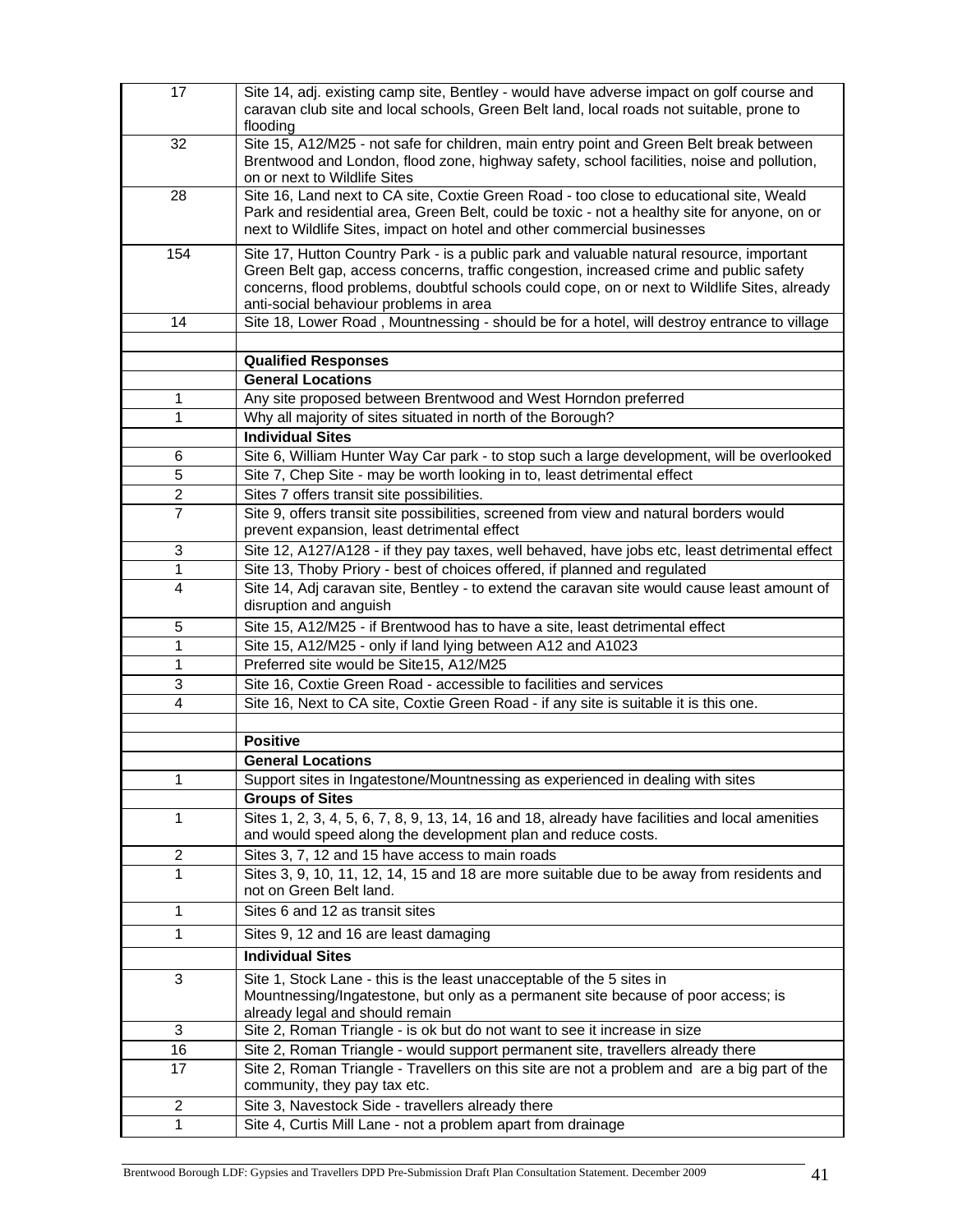| | |
|---|---|
| 17 | Site 14, adj. existing camp site, Bentley - would have adverse impact on golf course and caravan club site and local schools, Green Belt land, local roads not suitable, prone to flooding |
| 32 | Site 15, A12/M25 - not safe for children, main entry point and Green Belt break between Brentwood and London, flood zone, highway safety, school facilities, noise and pollution, on or next to Wildlife Sites |
| 28 | Site 16, Land next to CA site, Coxtie Green Road - too close to educational site, Weald Park and residential area, Green Belt, could be toxic - not a healthy site for anyone, on or next to Wildlife Sites, impact on hotel and other commercial businesses |
| 154 | Site 17, Hutton Country Park - is a public park and valuable natural resource, important Green Belt gap, access concerns, traffic congestion, increased crime and public safety concerns, flood problems, doubtful schools could cope, on or next to Wildlife Sites, already anti-social behaviour problems in area |
| 14 | Site 18, Lower Road , Mountnessing - should be for a hotel, will destroy entrance to village |
| | |
| | **Qualified Responses** |
| | **General Locations** |
| 1 | Any site proposed between Brentwood and West Horndon preferred |
| 1 | Why all majority of sites situated in north of the Borough? |
| | **Individual Sites** |
| 6 | Site 6, William Hunter Way Car park - to stop such a large development, will be overlooked |
| 5 | Site 7, Chep Site - may be worth looking in to, least detrimental effect |
| 2 | Sites 7 offers transit site possibilities. |
| 7 | Site 9, offers transit site possibilities, screened from view and natural borders would prevent expansion, least detrimental effect |
| 3 | Site 12, A127/A128 - if they pay taxes, well behaved, have jobs etc, least detrimental effect |
| 1 | Site 13, Thoby Priory - best of choices offered, if planned and regulated |
| 4 | Site 14, Adj caravan site, Bentley - to extend the caravan site would cause least amount of disruption and anguish |
| 5 | Site 15, A12/M25 - if Brentwood has to have a site, least detrimental effect |
| 1 | Site 15, A12/M25 - only if land lying between A12 and A1023 |
| 1 | Preferred site would be Site15, A12/M25 |
| 3 | Site 16, Coxtie Green Road - accessible to facilities and services |
| 4 | Site 16, Next to CA site, Coxtie Green Road - if any site is suitable it is this one. |
| | |
| | **Positive** |
| | **General Locations** |
| 1 | Support sites in Ingatestone/Mountnessing as experienced in dealing with sites |
| | **Groups of Sites** |
| 1 | Sites 1, 2, 3, 4, 5, 6, 7, 8, 9, 13, 14, 16 and 18, already have facilities and local amenities and would speed along the development plan and reduce costs. |
| 2 | Sites 3, 7, 12 and 15 have access to main roads |
| 1 | Sites 3, 9, 10, 11, 12, 14, 15 and 18 are more suitable due to be away from residents and not on Green Belt land. |
| 1 | Sites 6 and 12 as transit sites |
| 1 | Sites 9, 12 and 16 are least damaging |
| | **Individual Sites** |
| 3 | Site 1, Stock Lane - this is the least unacceptable of the 5 sites in Mountnessing/Ingatestone, but only as a permanent site because of poor access; is already legal and should remain |
| 3 | Site 2, Roman Triangle - is ok but do not want to see it increase in size |
| 16 | Site 2, Roman Triangle - would support permanent site, travellers already there |
| 17 | Site 2, Roman Triangle - Travellers on this site are not a problem and are a big part of the community, they pay tax etc. |
| 2 | Site 3, Navestock Side - travellers already there |
| 1 | Site 4, Curtis Mill Lane - not a problem apart from drainage |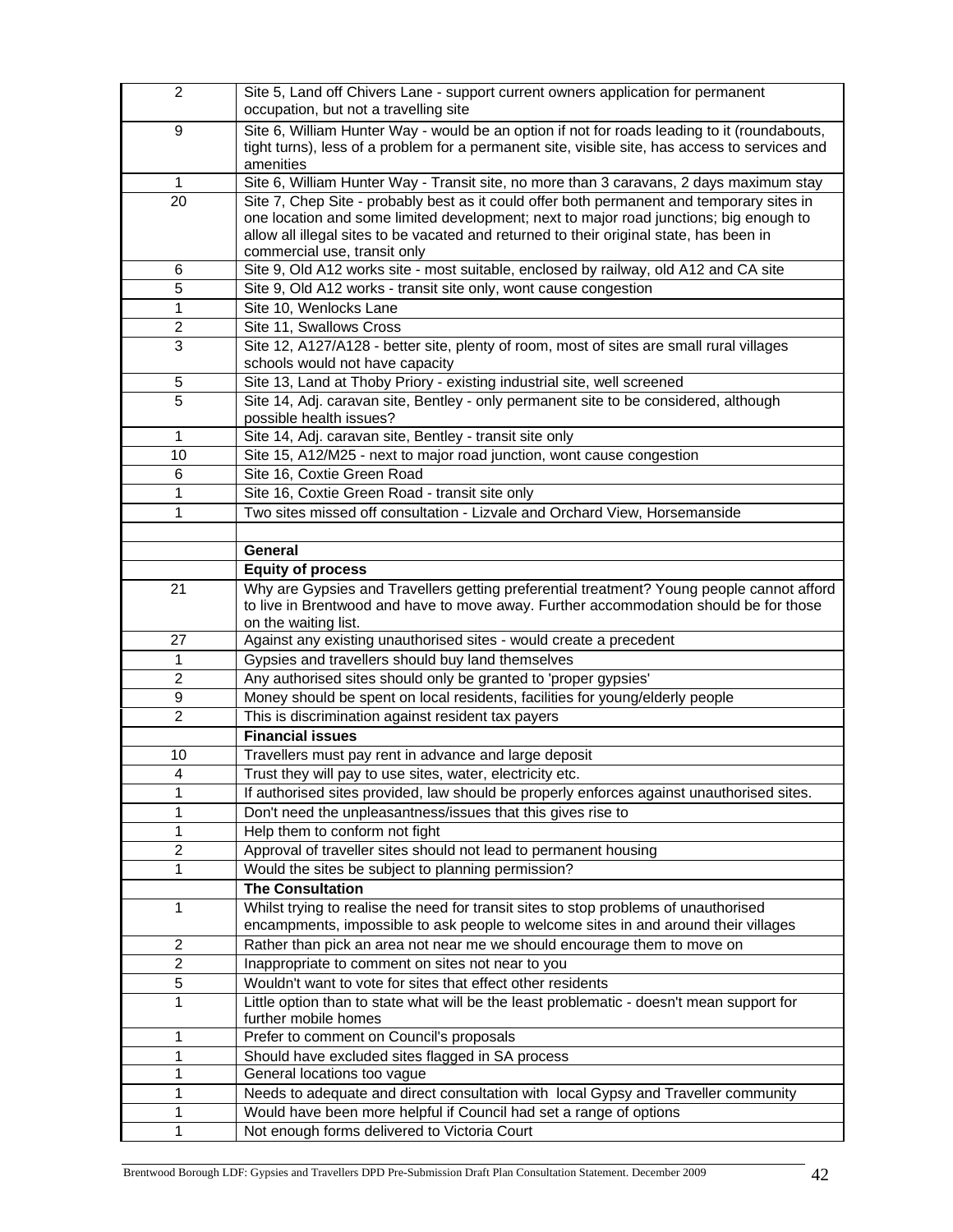| | |
|---|---|
| 2 | Site 5, Land off Chivers Lane - support current owners application for permanent occupation, but not a travelling site |
| 9 | Site 6, William Hunter Way - would be an option if not for roads leading to it (roundabouts, tight turns), less of a problem for a permanent site, visible site, has access to services and amenities |
| 1 | Site 6, William Hunter Way - Transit site, no more than 3 caravans, 2 days maximum stay |
| 20 | Site 7, Chep Site - probably best as it could offer both permanent and temporary sites in one location and some limited development; next to major road junctions; big enough to allow all illegal sites to be vacated and returned to their original state, has been in commercial use, transit only |
| 6 | Site 9, Old A12 works site - most suitable, enclosed by railway, old A12 and CA site |
| 5 | Site 9, Old A12 works - transit site only, wont cause congestion |
| 1 | Site 10, Wenlocks Lane |
| 2 | Site 11, Swallows Cross |
| 3 | Site 12, A127/A128 - better site, plenty of room, most of sites are small rural villages schools would not have capacity |
| 5 | Site 13, Land at Thoby Priory - existing industrial site, well screened |
| 5 | Site 14, Adj. caravan site, Bentley - only permanent site to be considered, although possible health issues? |
| 1 | Site 14, Adj. caravan site, Bentley - transit site only |
| 10 | Site 15, A12/M25 - next to major road junction, wont cause congestion |
| 6 | Site 16, Coxtie Green Road |
| 1 | Site 16, Coxtie Green Road - transit site only |
| 1 | Two sites missed off consultation - Lizvale and Orchard View, Horsemanside |
| | |
| | **General** |
| | **Equity of process** |
| 21 | Why are Gypsies and Travellers getting preferential treatment? Young people cannot afford to live in Brentwood and have to move away. Further accommodation should be for those on the waiting list. |
| 27 | Against any existing unauthorised sites - would create a precedent |
| 1 | Gypsies and travellers should buy land themselves |
| 2 | Any authorised sites should only be granted to 'proper gypsies' |
| 9 | Money should be spent on local residents, facilities for young/elderly people |
| 2 | This is discrimination against resident tax payers |
| | **Financial issues** |
| 10 | Travellers must pay rent in advance and large deposit |
| 4 | Trust they will pay to use sites, water, electricity etc. |
| 1 | If authorised sites provided, law should be properly enforces against unauthorised sites. |
| 1 | Don't need the unpleasantness/issues that this gives rise to |
| 1 | Help them to conform not fight |
| 2 | Approval of traveller sites should not lead to permanent housing |
| 1 | Would the sites be subject to planning permission? |
| | **The Consultation** |
| 1 | Whilst trying to realise the need for transit sites to stop problems of unauthorised encampments, impossible to ask people to welcome sites in and around their villages |
| 2 | Rather than pick an area not near me we should encourage them to move on |
| 2 | Inappropriate to comment on sites not near to you |
| 5 | Wouldn't want to vote for sites that effect other residents |
| 1 | Little option than to state what will be the least problematic - doesn't mean support for further mobile homes |
| 1 | Prefer to comment on Council's proposals |
| 1 | Should have excluded sites flagged in SA process |
| 1 | General locations too vague |
| 1 | Needs to adequate and direct consultation with local Gypsy and Traveller community |
| 1 | Would have been more helpful if Council had set a range of options |
| 1 | Not enough forms delivered to Victoria Court |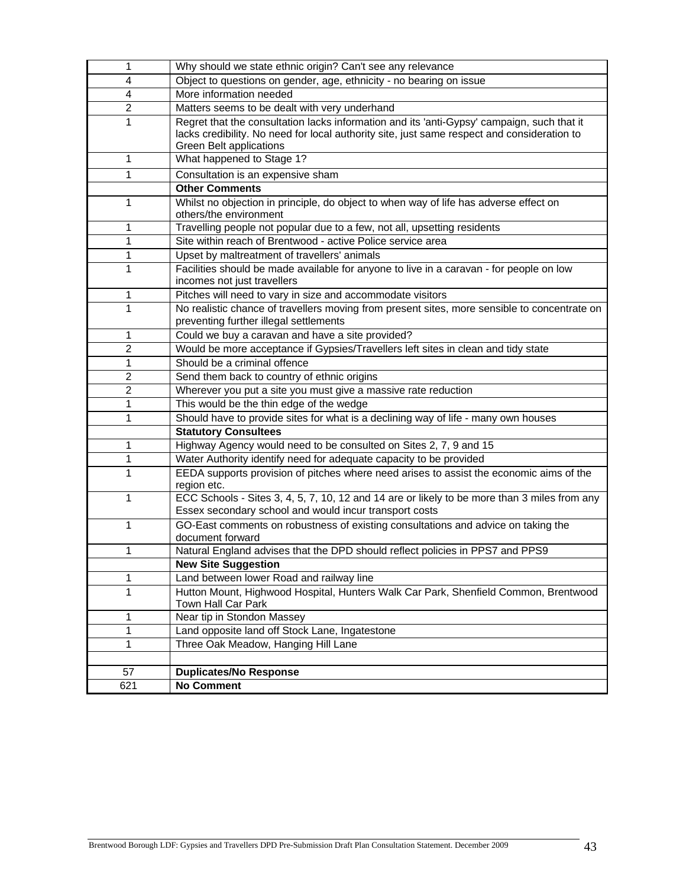| | |
|---|---|
| 1 | Why should we state ethnic origin? Can't see any relevance |
| 4 | Object to questions on gender, age, ethnicity - no bearing on issue |
| 4 | More information needed |
| 2 | Matters seems to be dealt with very underhand |
| 1 | Regret that the consultation lacks information and its 'anti-Gypsy' campaign, such that it lacks credibility. No need for local authority site, just same respect and consideration to Green Belt applications |
| 1 | What happened to Stage 1? |
| 1 | Consultation is an expensive sham |
| | **Other Comments** |
| 1 | Whilst no objection in principle, do object to when way of life has adverse effect on others/the environment |
| 1 | Travelling people not popular due to a few, not all, upsetting residents |
| 1 | Site within reach of Brentwood - active Police service area |
| 1 | Upset by maltreatment of travellers' animals |
| 1 | Facilities should be made available for anyone to live in a caravan - for people on low incomes not just travellers |
| 1 | Pitches will need to vary in size and accommodate visitors |
| 1 | No realistic chance of travellers moving from present sites, more sensible to concentrate on preventing further illegal settlements |
| 1 | Could we buy a caravan and have a site provided? |
| 2 | Would be more acceptance if Gypsies/Travellers left sites in clean and tidy state |
| 1 | Should be a criminal offence |
| 2 | Send them back to country of ethnic origins |
| 2 | Wherever you put a site you must give a massive rate reduction |
| 1 | This would be the thin edge of the wedge |
| 1 | Should have to provide sites for what is a declining way of life - many own houses |
| | **Statutory Consultees** |
| 1 | Highway Agency would need to be consulted on Sites 2, 7, 9 and 15 |
| 1 | Water Authority identify need for adequate capacity to be provided |
| 1 | EEDA supports provision of pitches where need arises to assist the economic aims of the region etc. |
| 1 | ECC Schools - Sites 3, 4, 5, 7, 10, 12 and 14 are or likely to be more than 3 miles from any Essex secondary school and would incur transport costs |
| 1 | GO-East comments on robustness of existing consultations and advice on taking the document forward |
| 1 | Natural England advises that the DPD should reflect policies in PPS7 and PPS9 |
| | **New Site Suggestion** |
| 1 | Land between lower Road and railway line |
| 1 | Hutton Mount, Highwood Hospital, Hunters Walk Car Park, Shenfield Common, Brentwood Town Hall Car Park |
| 1 | Near tip in Stondon Massey |
| 1 | Land opposite land off Stock Lane, Ingatestone |
| 1 | Three Oak Meadow, Hanging Hill Lane |
| | |
| 57 | **Duplicates/No Response** |
| 621 | **No Comment** |